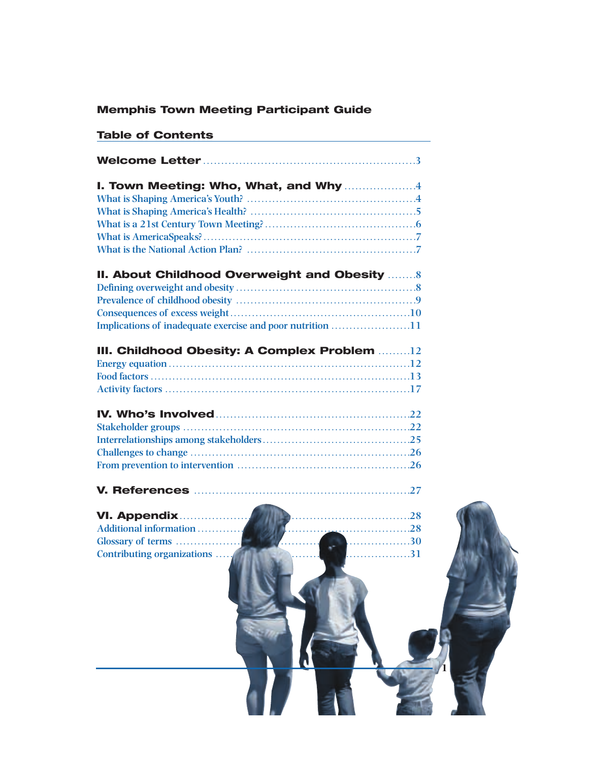# Memphis Town Meeting Participant Guide

## Table of Contents

**Welcome Letter** .......... 3

**I. Town Meeting: Who, What, and Why** .......... 4
- What is Shaping America's Youth? .......... 4
- What is Shaping America's Health? .......... 5
- What is a 21st Century Town Meeting? .......... 6
- What is AmericaSpeaks? .......... 7
- What is the National Action Plan? .......... 7

**II. About Childhood Overweight and Obesity** .......... 8
- Defining overweight and obesity .......... 8
- Prevalence of childhood obesity .......... 9
- Consequences of excess weight .......... 10
- Implications of inadequate exercise and poor nutrition .......... 11

**III. Childhood Obesity: A Complex Problem** .......... 12
- Energy equation .......... 12
- Food factors .......... 13
- Activity factors .......... 17

**IV. Who's Involved** .......... 22
- Stakeholder groups .......... 22
- Interrelationships among stakeholders .......... 25
- Challenges to change .......... 26
- From prevention to intervention .......... 26

**V. References** .......... 27

**VI. Appendix** .......... 28
- Additional information .......... 28
- Glossary of terms .......... 30
- Contributing organizations .......... 31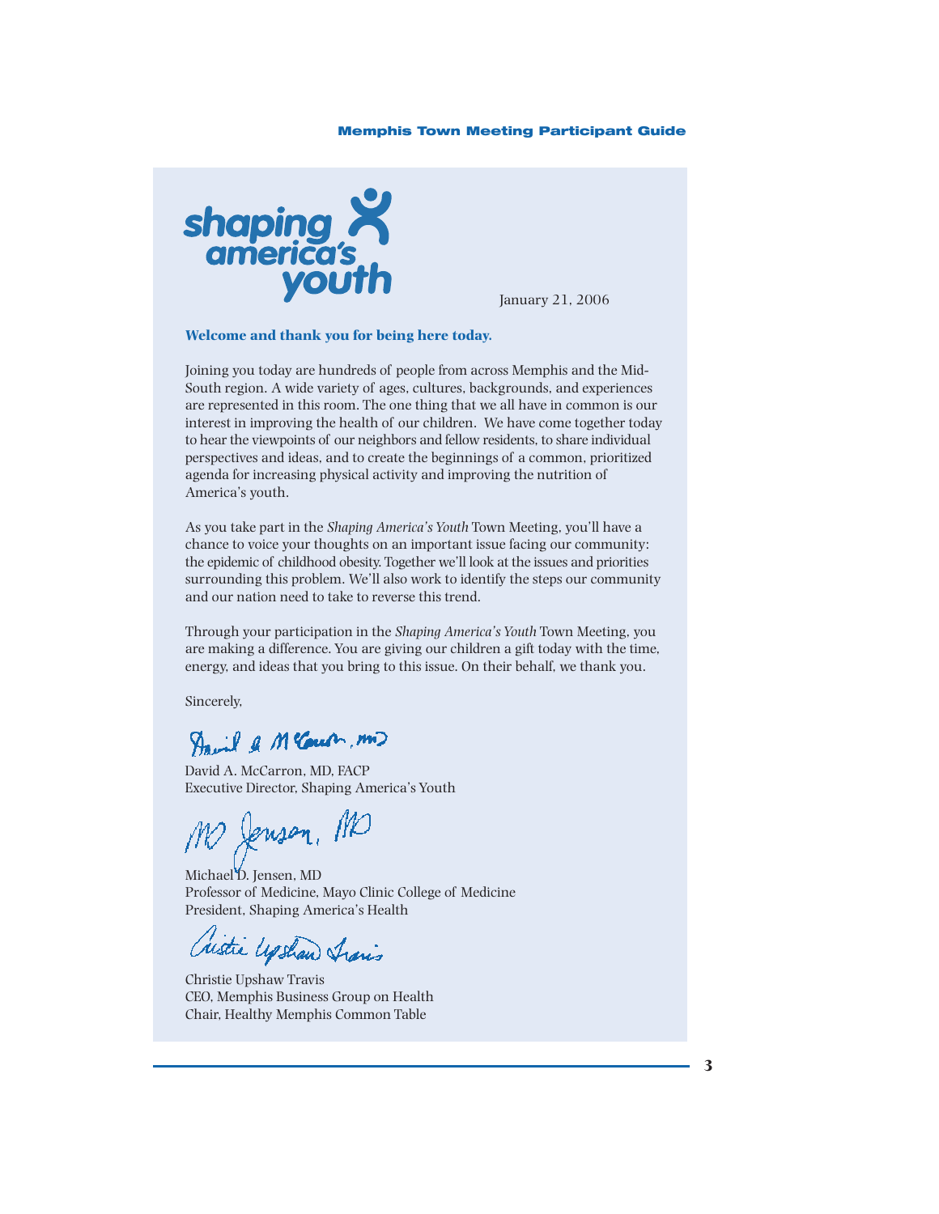shaping america's youth

January 21, 2006

**Welcome and thank you for being here today.**

Joining you today are hundreds of people from across Memphis and the Mid-South region. A wide variety of ages, cultures, backgrounds, and experiences are represented in this room. The one thing that we all have in common is our interest in improving the health of our children. We have come together today to hear the viewpoints of our neighbors and fellow residents, to share individual perspectives and ideas, and to create the beginnings of a common, prioritized agenda for increasing physical activity and improving the nutrition of America's youth.

As you take part in the *Shaping America's Youth* Town Meeting, you'll have a chance to voice your thoughts on an important issue facing our community: the epidemic of childhood obesity. Together we'll look at the issues and priorities surrounding this problem. We'll also work to identify the steps our community and our nation need to take to reverse this trend.

Through your participation in the *Shaping America's Youth* Town Meeting, you are making a difference. You are giving our children a gift today with the time, energy, and ideas that you bring to this issue. On their behalf, we thank you.

Sincerely,

David A. McCarron, MD, FACP
Executive Director, Shaping America's Youth

Michael D. Jensen, MD
Professor of Medicine, Mayo Clinic College of Medicine
President, Shaping America's Health

Christie Upshaw Travis
CEO, Memphis Business Group on Health
Chair, Healthy Memphis Common Table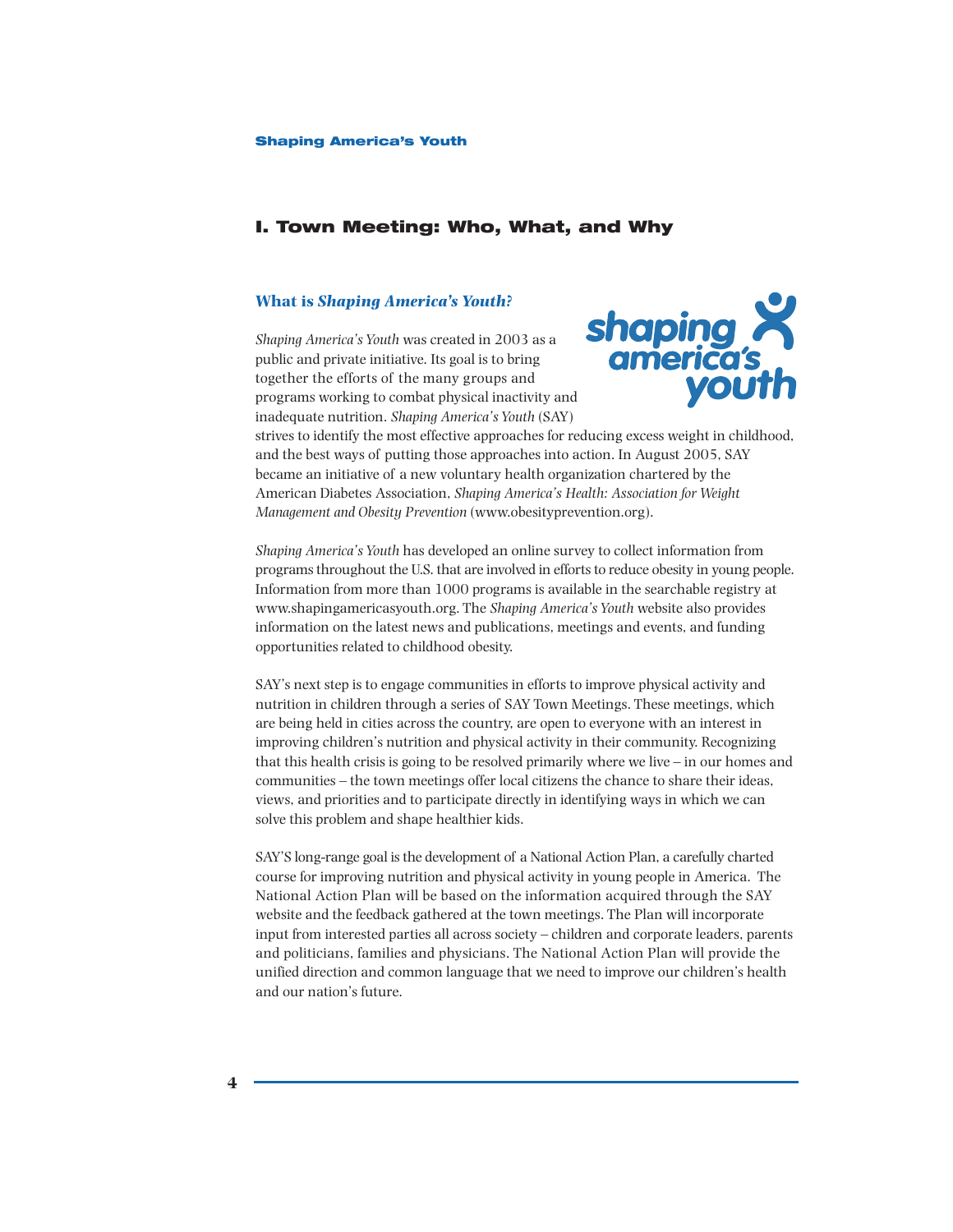# I. Town Meeting: Who, What, and Why

## What is *Shaping America's Youth*?

*Shaping America's Youth* was created in 2003 as a public and private initiative. Its goal is to bring together the efforts of the many groups and programs working to combat physical inactivity and inadequate nutrition. *Shaping America's Youth* (SAY) strives to identify the most effective approaches for reducing excess weight in childhood, and the best ways of putting those approaches into action. In August 2005, SAY became an initiative of a new voluntary health organization chartered by the American Diabetes Association, *Shaping America's Health: Association for Weight Management and Obesity Prevention* (www.obesityprevention.org).

*Shaping America's Youth* has developed an online survey to collect information from programs throughout the U.S. that are involved in efforts to reduce obesity in young people. Information from more than 1000 programs is available in the searchable registry at www.shapingamericasyouth.org. The *Shaping America's Youth* website also provides information on the latest news and publications, meetings and events, and funding opportunities related to childhood obesity.

SAY's next step is to engage communities in efforts to improve physical activity and nutrition in children through a series of SAY Town Meetings. These meetings, which are being held in cities across the country, are open to everyone with an interest in improving children's nutrition and physical activity in their community. Recognizing that this health crisis is going to be resolved primarily where we live – in our homes and communities – the town meetings offer local citizens the chance to share their ideas, views, and priorities and to participate directly in identifying ways in which we can solve this problem and shape healthier kids.

SAY'S long-range goal is the development of a National Action Plan, a carefully charted course for improving nutrition and physical activity in young people in America. The National Action Plan will be based on the information acquired through the SAY website and the feedback gathered at the town meetings. The Plan will incorporate input from interested parties all across society – children and corporate leaders, parents and politicians, families and physicians. The National Action Plan will provide the unified direction and common language that we need to improve our children's health and our nation's future.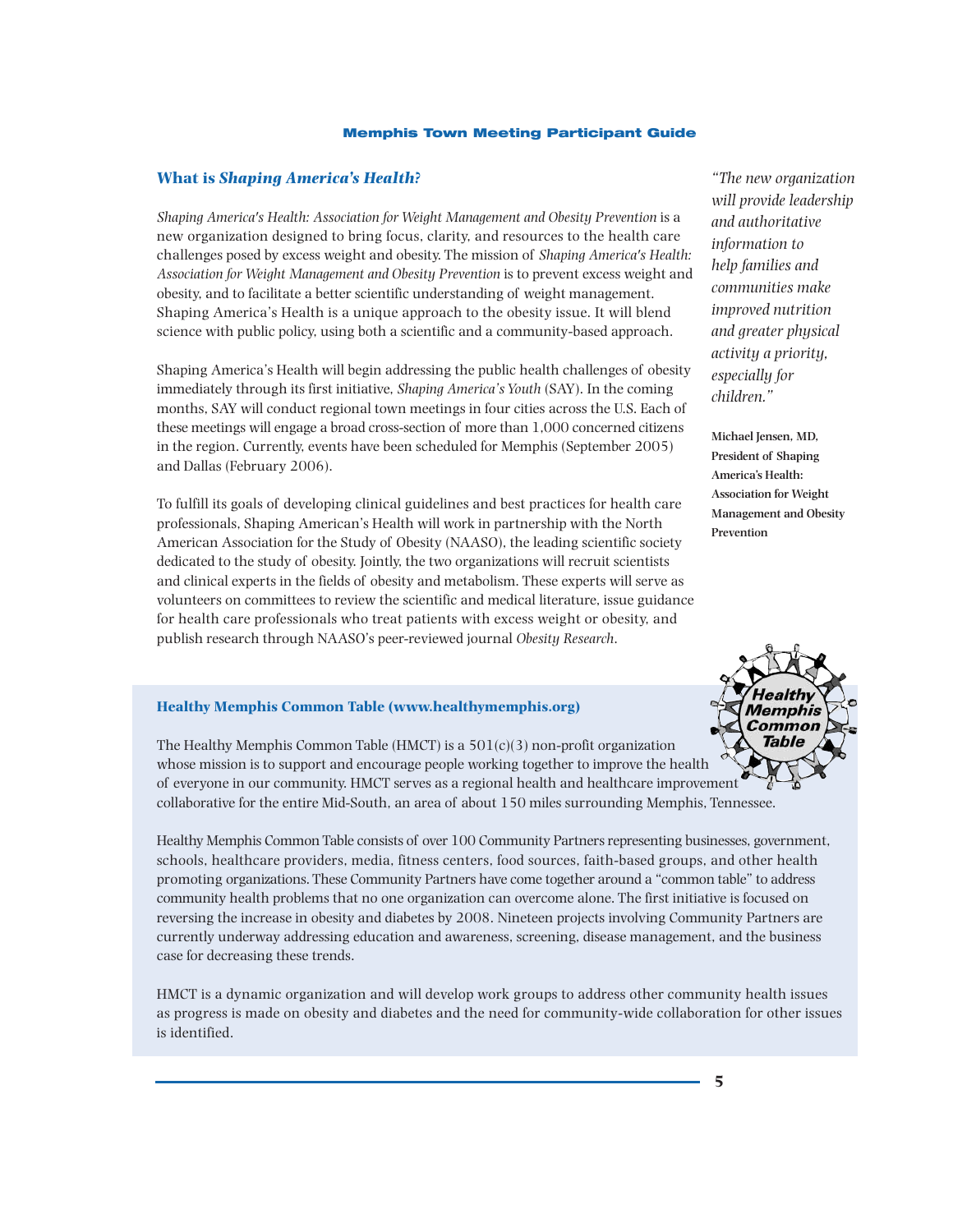## What is *Shaping America's Health*?

*Shaping America's Health: Association for Weight Management and Obesity Prevention* is a new organization designed to bring focus, clarity, and resources to the health care challenges posed by excess weight and obesity. The mission of *Shaping America's Health: Association for Weight Management and Obesity Prevention* is to prevent excess weight and obesity, and to facilitate a better scientific understanding of weight management. Shaping America's Health is a unique approach to the obesity issue. It will blend science with public policy, using both a scientific and a community-based approach.

Shaping America's Health will begin addressing the public health challenges of obesity immediately through its first initiative, *Shaping America's Youth* (SAY). In the coming months, SAY will conduct regional town meetings in four cities across the U.S. Each of these meetings will engage a broad cross-section of more than 1,000 concerned citizens in the region. Currently, events have been scheduled for Memphis (September 2005) and Dallas (February 2006).

To fulfill its goals of developing clinical guidelines and best practices for health care professionals, Shaping American's Health will work in partnership with the North American Association for the Study of Obesity (NAASO), the leading scientific society dedicated to the study of obesity. Jointly, the two organizations will recruit scientists and clinical experts in the fields of obesity and metabolism. These experts will serve as volunteers on committees to review the scientific and medical literature, issue guidance for health care professionals who treat patients with excess weight or obesity, and publish research through NAASO's peer-reviewed journal *Obesity Research*.

*"The new organization will provide leadership and authoritative information to help families and communities make improved nutrition and greater physical activity a priority, especially for children."*

**Michael Jensen, MD, President of Shaping America's Health: Association for Weight Management and Obesity Prevention**

### Healthy Memphis Common Table (www.healthymemphis.org)

The Healthy Memphis Common Table (HMCT) is a 501(c)(3) non-profit organization whose mission is to support and encourage people working together to improve the health of everyone in our community. HMCT serves as a regional health and healthcare improvement collaborative for the entire Mid-South, an area of about 150 miles surrounding Memphis, Tennessee.

Healthy Memphis Common Table consists of over 100 Community Partners representing businesses, government, schools, healthcare providers, media, fitness centers, food sources, faith-based groups, and other health promoting organizations. These Community Partners have come together around a "common table" to address community health problems that no one organization can overcome alone. The first initiative is focused on reversing the increase in obesity and diabetes by 2008. Nineteen projects involving Community Partners are currently underway addressing education and awareness, screening, disease management, and the business case for decreasing these trends.

HMCT is a dynamic organization and will develop work groups to address other community health issues as progress is made on obesity and diabetes and the need for community-wide collaboration for other issues is identified.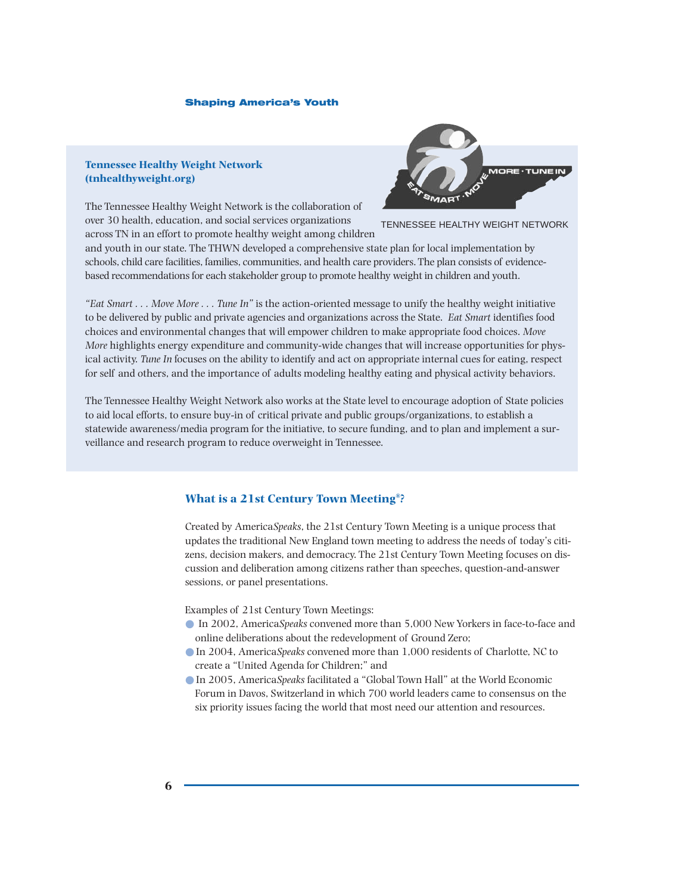### Tennessee Healthy Weight Network (tnhealthyweight.org)

TENNESSEE HEALTHY WEIGHT NETWORK

The Tennessee Healthy Weight Network is the collaboration of over 30 health, education, and social services organizations across TN in an effort to promote healthy weight among children and youth in our state. The THWN developed a comprehensive state plan for local implementation by schools, child care facilities, families, communities, and health care providers. The plan consists of evidence-based recommendations for each stakeholder group to promote healthy weight in children and youth.

*"Eat Smart . . . Move More . . . Tune In"* is the action-oriented message to unify the healthy weight initiative to be delivered by public and private agencies and organizations across the State. *Eat Smart* identifies food choices and environmental changes that will empower children to make appropriate food choices. *Move More* highlights energy expenditure and community-wide changes that will increase opportunities for physical activity. *Tune In* focuses on the ability to identify and act on appropriate internal cues for eating, respect for self and others, and the importance of adults modeling healthy eating and physical activity behaviors.

The Tennessee Healthy Weight Network also works at the State level to encourage adoption of State policies to aid local efforts, to ensure buy-in of critical private and public groups/organizations, to establish a statewide awareness/media program for the initiative, to secure funding, and to plan and implement a surveillance and research program to reduce overweight in Tennessee.

### What is a 21st Century Town Meeting®?

Created by America*Speaks*, the 21st Century Town Meeting is a unique process that updates the traditional New England town meeting to address the needs of today's citizens, decision makers, and democracy. The 21st Century Town Meeting focuses on discussion and deliberation among citizens rather than speeches, question-and-answer sessions, or panel presentations.

Examples of 21st Century Town Meetings:

- In 2002, America*Speaks* convened more than 5,000 New Yorkers in face-to-face and online deliberations about the redevelopment of Ground Zero;
- In 2004, America*Speaks* convened more than 1,000 residents of Charlotte, NC to create a "United Agenda for Children;" and
- In 2005, America*Speaks* facilitated a "Global Town Hall" at the World Economic Forum in Davos, Switzerland in which 700 world leaders came to consensus on the six priority issues facing the world that most need our attention and resources.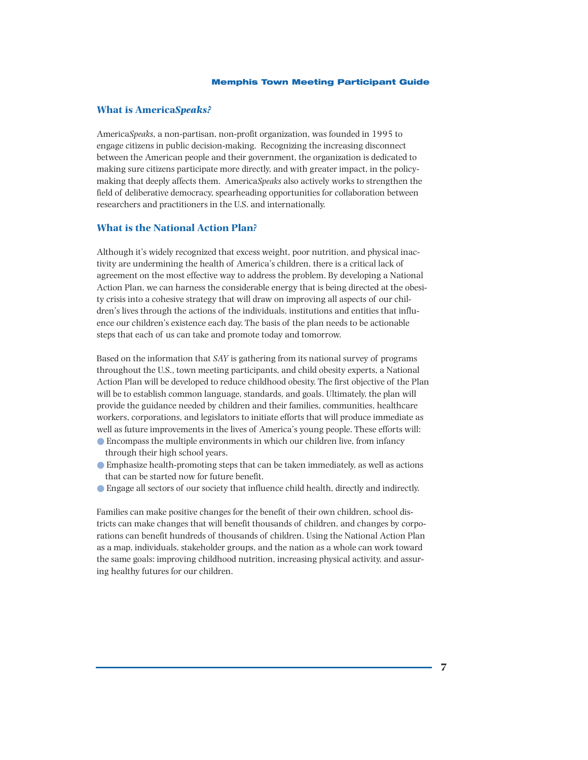## What is America*Speaks?*

America*Speaks*, a non-partisan, non-profit organization, was founded in 1995 to engage citizens in public decision-making. Recognizing the increasing disconnect between the American people and their government, the organization is dedicated to making sure citizens participate more directly, and with greater impact, in the policy-making that deeply affects them. America*Speaks* also actively works to strengthen the field of deliberative democracy, spearheading opportunities for collaboration between researchers and practitioners in the U.S. and internationally.

## What is the National Action Plan?

Although it's widely recognized that excess weight, poor nutrition, and physical inactivity are undermining the health of America's children, there is a critical lack of agreement on the most effective way to address the problem. By developing a National Action Plan, we can harness the considerable energy that is being directed at the obesity crisis into a cohesive strategy that will draw on improving all aspects of our children's lives through the actions of the individuals, institutions and entities that influence our children's existence each day. The basis of the plan needs to be actionable steps that each of us can take and promote today and tomorrow.

Based on the information that *SAY* is gathering from its national survey of programs throughout the U.S., town meeting participants, and child obesity experts, a National Action Plan will be developed to reduce childhood obesity. The first objective of the Plan will be to establish common language, standards, and goals. Ultimately, the plan will provide the guidance needed by children and their families, communities, healthcare workers, corporations, and legislators to initiate efforts that will produce immediate as well as future improvements in the lives of America's young people. These efforts will:

- Encompass the multiple environments in which our children live, from infancy through their high school years.
- Emphasize health-promoting steps that can be taken immediately, as well as actions that can be started now for future benefit.
- Engage all sectors of our society that influence child health, directly and indirectly.

Families can make positive changes for the benefit of their own children, school districts can make changes that will benefit thousands of children, and changes by corporations can benefit hundreds of thousands of children. Using the National Action Plan as a map, individuals, stakeholder groups, and the nation as a whole can work toward the same goals: improving childhood nutrition, increasing physical activity, and assuring healthy futures for our children.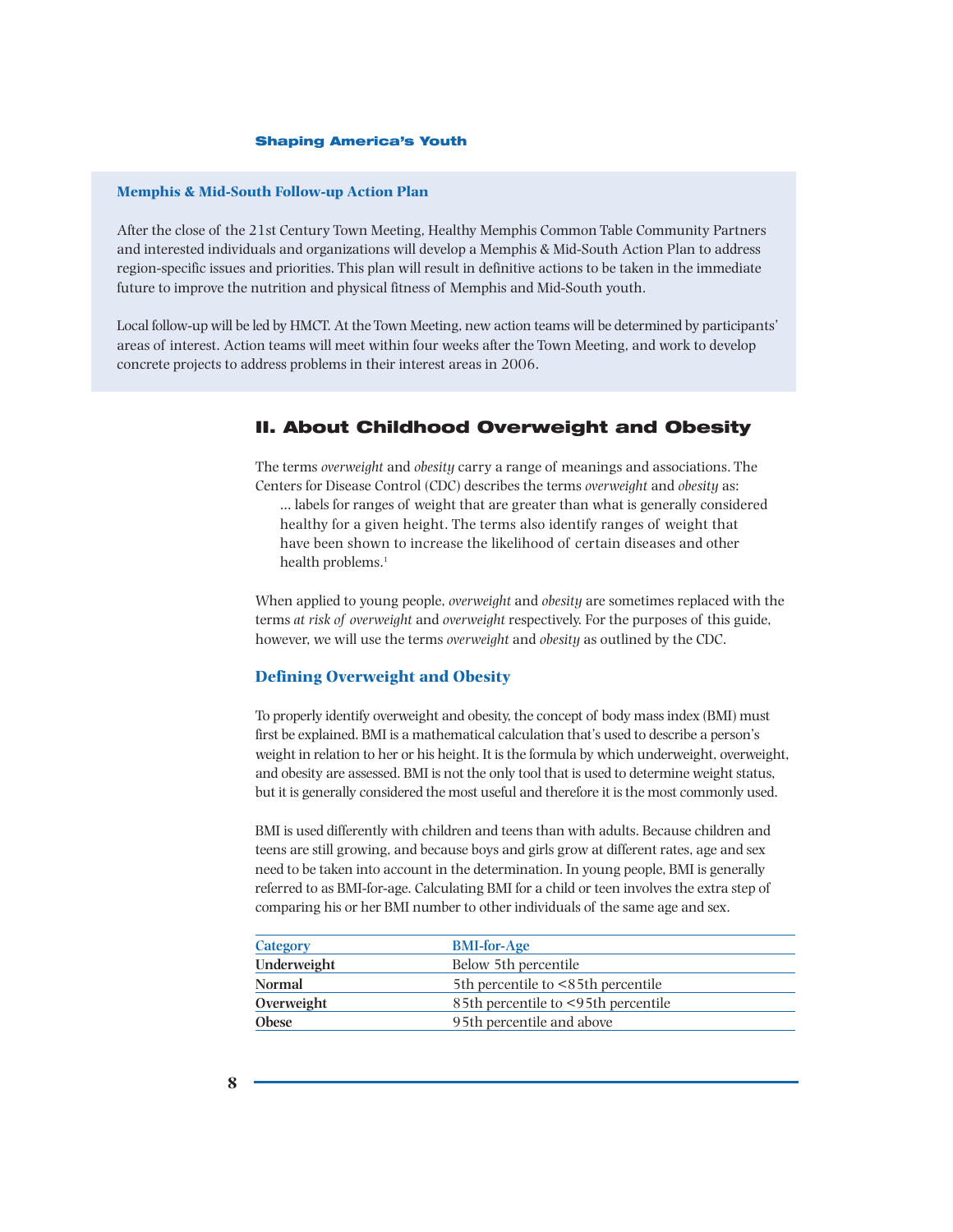### Memphis & Mid-South Follow-up Action Plan

After the close of the 21st Century Town Meeting, Healthy Memphis Common Table Community Partners and interested individuals and organizations will develop a Memphis & Mid-South Action Plan to address region-specific issues and priorities. This plan will result in definitive actions to be taken in the immediate future to improve the nutrition and physical fitness of Memphis and Mid-South youth.

Local follow-up will be led by HMCT. At the Town Meeting, new action teams will be determined by participants' areas of interest. Action teams will meet within four weeks after the Town Meeting, and work to develop concrete projects to address problems in their interest areas in 2006.

## II. About Childhood Overweight and Obesity

The terms *overweight* and *obesity* carry a range of meanings and associations. The Centers for Disease Control (CDC) describes the terms *overweight* and *obesity* as:

> ... labels for ranges of weight that are greater than what is generally considered healthy for a given height. The terms also identify ranges of weight that have been shown to increase the likelihood of certain diseases and other health problems.[1]

When applied to young people, *overweight* and *obesity* are sometimes replaced with the terms *at risk of overweight* and *overweight* respectively. For the purposes of this guide, however, we will use the terms *overweight* and *obesity* as outlined by the CDC.

### Defining Overweight and Obesity

To properly identify overweight and obesity, the concept of body mass index (BMI) must first be explained. BMI is a mathematical calculation that's used to describe a person's weight in relation to her or his height. It is the formula by which underweight, overweight, and obesity are assessed. BMI is not the only tool that is used to determine weight status, but it is generally considered the most useful and therefore it is the most commonly used.

BMI is used differently with children and teens than with adults. Because children and teens are still growing, and because boys and girls grow at different rates, age and sex need to be taken into account in the determination. In young people, BMI is generally referred to as BMI-for-age. Calculating BMI for a child or teen involves the extra step of comparing his or her BMI number to other individuals of the same age and sex.

| Category | BMI-for-Age |
|---|---|
| **Underweight** | Below 5th percentile |
| **Normal** | 5th percentile to <85th percentile |
| **Overweight** | 85th percentile to <95th percentile |
| **Obese** | 95th percentile and above |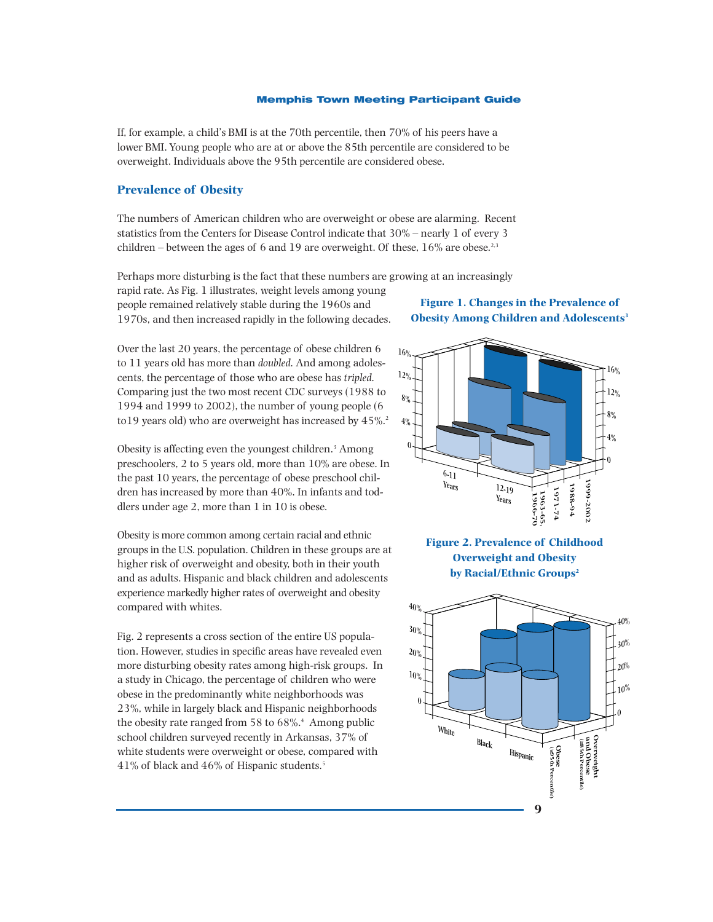If, for example, a child's BMI is at the 70th percentile, then 70% of his peers have a lower BMI. Young people who are at or above the 85th percentile are considered to be overweight. Individuals above the 95th percentile are considered obese.

## Prevalence of Obesity

The numbers of American children who are overweight or obese are alarming. Recent statistics from the Centers for Disease Control indicate that 30% – nearly 1 of every 3 children – between the ages of 6 and 19 are overweight. Of these, 16% are obese.[2,3]

Perhaps more disturbing is the fact that these numbers are growing at an increasingly rapid rate. As Fig. 1 illustrates, weight levels among young people remained relatively stable during the 1960s and 1970s, and then increased rapidly in the following decades.

Over the last 20 years, the percentage of obese children 6 to 11 years old has more than *doubled*. And among adolescents, the percentage of those who are obese has *tripled*. Comparing just the two most recent CDC surveys (1988 to 1994 and 1999 to 2002), the number of young people (6 to19 years old) who are overweight has increased by 45%.[2]

Obesity is affecting even the youngest children.[3] Among preschoolers, 2 to 5 years old, more than 10% are obese. In the past 10 years, the percentage of obese preschool children has increased by more than 40%. In infants and toddlers under age 2, more than 1 in 10 is obese.

Obesity is more common among certain racial and ethnic groups in the U.S. population. Children in these groups are at higher risk of overweight and obesity, both in their youth and as adults. Hispanic and black children and adolescents experience markedly higher rates of overweight and obesity compared with whites.

Fig. 2 represents a cross section of the entire US population. However, studies in specific areas have revealed even more disturbing obesity rates among high-risk groups. In a study in Chicago, the percentage of children who were obese in the predominantly white neighborhoods was 23%, while in largely black and Hispanic neighborhoods the obesity rate ranged from 58 to 68%.[4] Among public school children surveyed recently in Arkansas, 37% of white students were overweight or obese, compared with 41% of black and 46% of Hispanic students.[5]

**Figure 1. Changes in the Prevalence of Obesity Among Children and Adolescents[3]**

**Figure 2. Prevalence of Childhood Overweight and Obesity by Racial/Ethnic Groups[2]**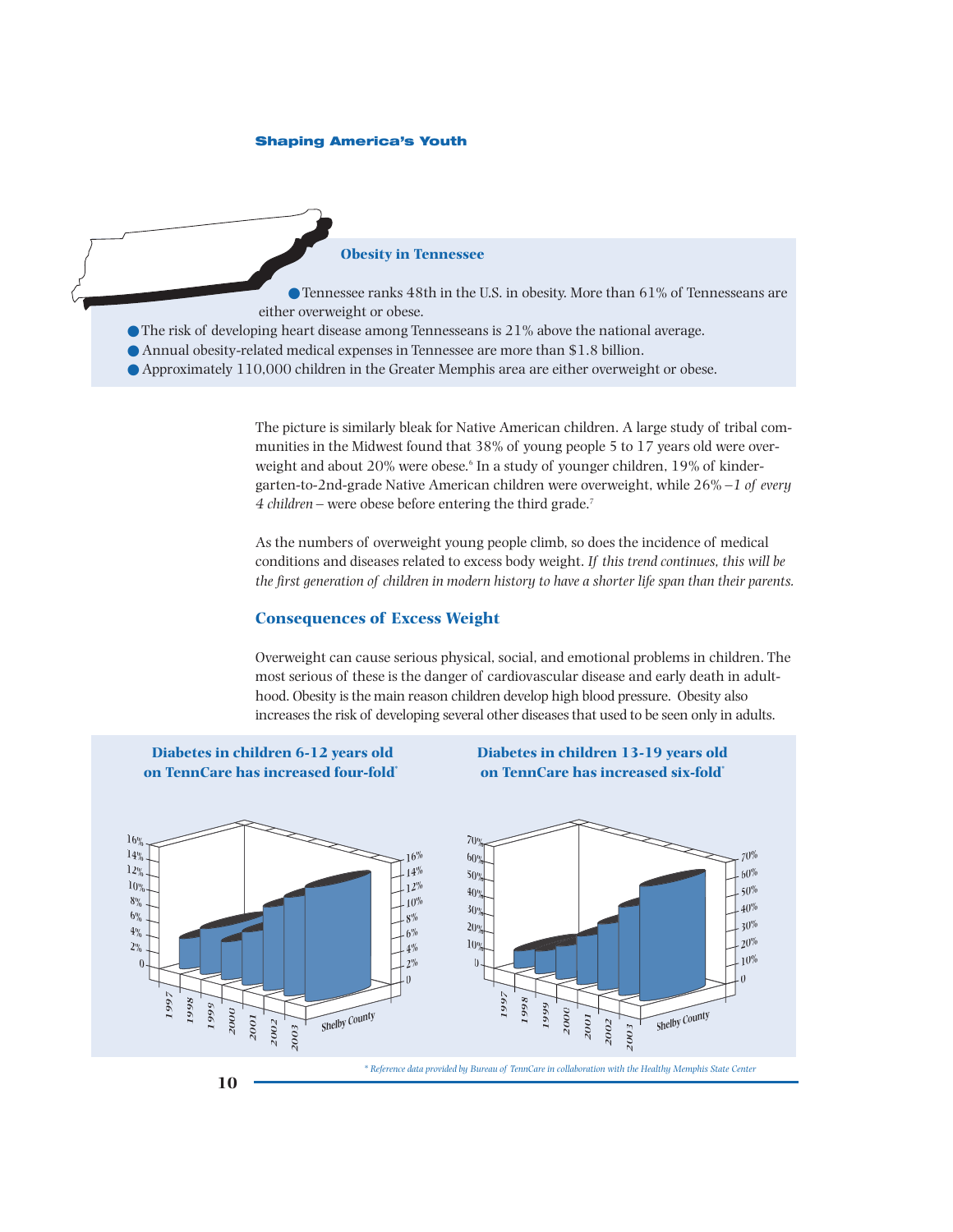### Obesity in Tennessee

- Tennessee ranks 48th in the U.S. in obesity. More than 61% of Tennesseans are either overweight or obese.
- The risk of developing heart disease among Tennesseans is 21% above the national average.
- Annual obesity-related medical expenses in Tennessee are more than $1.8 billion.
- Approximately 110,000 children in the Greater Memphis area are either overweight or obese.

The picture is similarly bleak for Native American children. A large study of tribal communities in the Midwest found that 38% of young people 5 to 17 years old were overweight and about 20% were obese.[6] In a study of younger children, 19% of kindergarten-to-2nd-grade Native American children were overweight, while 26% – *1 of every 4 children* – were obese before entering the third grade.[7]

As the numbers of overweight young people climb, so does the incidence of medical conditions and diseases related to excess body weight. *If this trend continues, this will be the first generation of children in modern history to have a shorter life span than their parents.*

## Consequences of Excess Weight

Overweight can cause serious physical, social, and emotional problems in children. The most serious of these is the danger of cardiovascular disease and early death in adulthood. Obesity is the main reason children develop high blood pressure. Obesity also increases the risk of developing several other diseases that used to be seen only in adults.

**Diabetes in children 6-12 years old on TennCare has increased four-fold***

**Diabetes in children 13-19 years old on TennCare has increased six-fold***

*\* Reference data provided by Bureau of TennCare in collaboration with the Healthy Memphis State Center*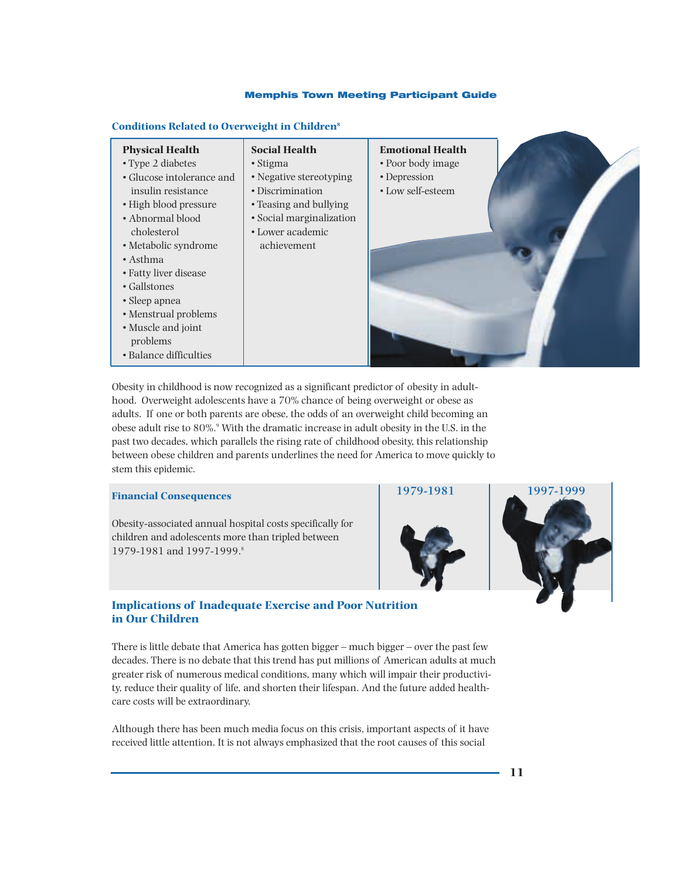### Conditions Related to Overweight in Children[8]

| Physical Health | Social Health | Emotional Health |
|---|---|---|
| • Type 2 diabetes<br>• Glucose intolerance and insulin resistance<br>• High blood pressure<br>• Abnormal blood cholesterol<br>• Metabolic syndrome<br>• Asthma<br>• Fatty liver disease<br>• Gallstones<br>• Sleep apnea<br>• Menstrual problems<br>• Muscle and joint problems<br>• Balance difficulties | • Stigma<br>• Negative stereotyping<br>• Discrimination<br>• Teasing and bullying<br>• Social marginalization<br>• Lower academic achievement | • Poor body image<br>• Depression<br>• Low self-esteem |

Obesity in childhood is now recognized as a significant predictor of obesity in adulthood. Overweight adolescents have a 70% chance of being overweight or obese as adults. If one or both parents are obese, the odds of an overweight child becoming an obese adult rise to 80%.[9] With the dramatic increase in adult obesity in the U.S. in the past two decades, which parallels the rising rate of childhood obesity, this relationship between obese children and parents underlines the need for America to move quickly to stem this epidemic.

### Financial Consequences

Obesity-associated annual hospital costs specifically for children and adolescents more than tripled between 1979-1981 and 1997-1999.[8]

1979-1981

1997-1999

## Implications of Inadequate Exercise and Poor Nutrition in Our Children

There is little debate that America has gotten bigger – much bigger – over the past few decades. There is no debate that this trend has put millions of American adults at much greater risk of numerous medical conditions, many which will impair their productivity, reduce their quality of life, and shorten their lifespan. And the future added healthcare costs will be extraordinary.

Although there has been much media focus on this crisis, important aspects of it have received little attention. It is not always emphasized that the root causes of this social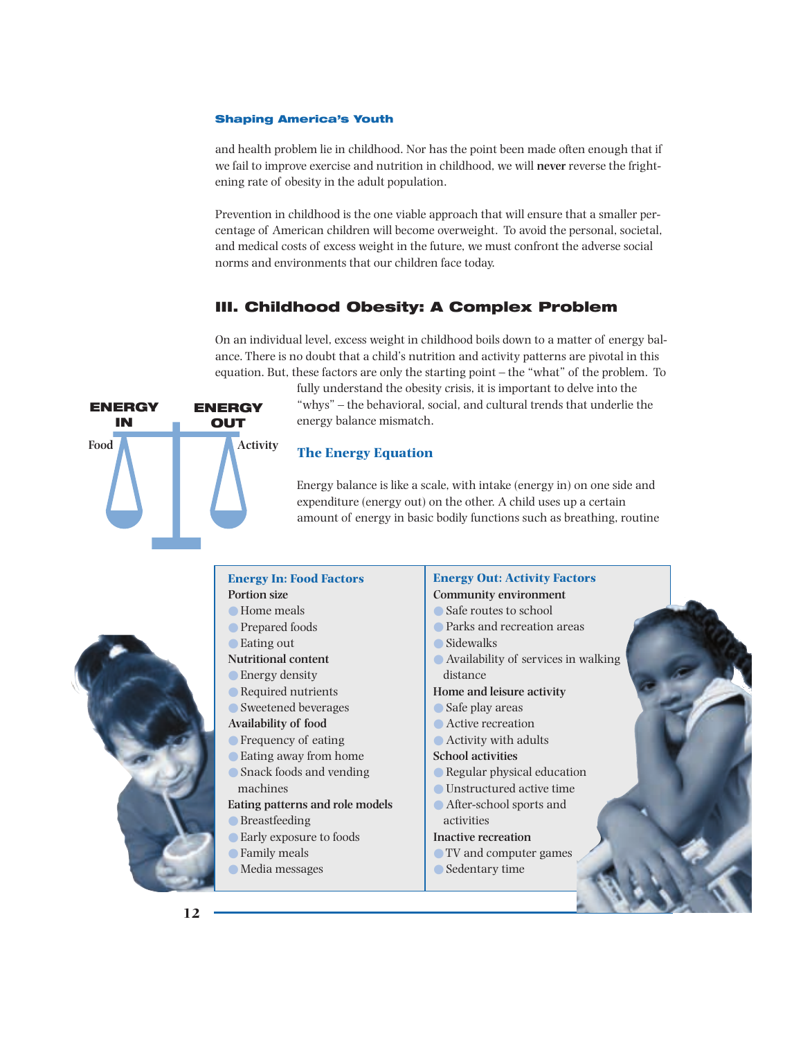and health problem lie in childhood. Nor has the point been made often enough that if we fail to improve exercise and nutrition in childhood, we will **never** reverse the frightening rate of obesity in the adult population.

Prevention in childhood is the one viable approach that will ensure that a smaller percentage of American children will become overweight. To avoid the personal, societal, and medical costs of excess weight in the future, we must confront the adverse social norms and environments that our children face today.

## III. Childhood Obesity: A Complex Problem

On an individual level, excess weight in childhood boils down to a matter of energy balance. There is no doubt that a child's nutrition and activity patterns are pivotal in this equation. But, these factors are only the starting point – the "what" of the problem. To fully understand the obesity crisis, it is important to delve into the "whys" – the behavioral, social, and cultural trends that underlie the energy balance mismatch.

**ENERGY IN** — Food | **ENERGY OUT** — Activity

### The Energy Equation

Energy balance is like a scale, with intake (energy in) on one side and expenditure (energy out) on the other. A child uses up a certain amount of energy in basic bodily functions such as breathing, routine

| Energy In: Food Factors | Energy Out: Activity Factors |
| --- | --- |
| **Portion size** | **Community environment** |
| • Home meals | • Safe routes to school |
| • Prepared foods | • Parks and recreation areas |
| • Eating out | • Sidewalks |
| **Nutritional content** | • Availability of services in walking distance |
| • Energy density | **Home and leisure activity** |
| • Required nutrients | • Safe play areas |
| • Sweetened beverages | • Active recreation |
| **Availability of food** | • Activity with adults |
| • Frequency of eating | **School activities** |
| • Eating away from home | • Regular physical education |
| • Snack foods and vending machines | • Unstructured active time |
| **Eating patterns and role models** | • After-school sports and activities |
| • Breastfeeding | **Inactive recreation** |
| • Early exposure to foods | • TV and computer games |
| • Family meals | • Sedentary time |
| • Media messages | |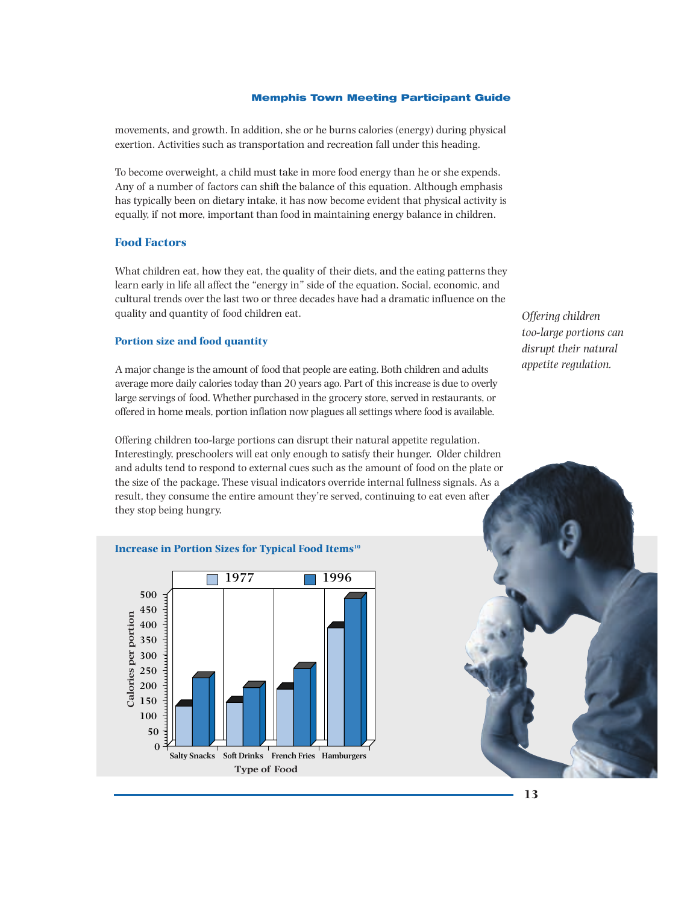movements, and growth. In addition, she or he burns calories (energy) during physical exertion. Activities such as transportation and recreation fall under this heading.

To become overweight, a child must take in more food energy than he or she expends. Any of a number of factors can shift the balance of this equation. Although emphasis has typically been on dietary intake, it has now become evident that physical activity is equally, if not more, important than food in maintaining energy balance in children.

## Food Factors

What children eat, how they eat, the quality of their diets, and the eating patterns they learn early in life all affect the "energy in" side of the equation. Social, economic, and cultural trends over the last two or three decades have had a dramatic influence on the quality and quantity of food children eat.

### Portion size and food quantity

A major change is the amount of food that people are eating. Both children and adults average more daily calories today than 20 years ago. Part of this increase is due to overly large servings of food. Whether purchased in the grocery store, served in restaurants, or offered in home meals, portion inflation now plagues all settings where food is available.

*Offering children too-large portions can disrupt their natural appetite regulation.*

Offering children too-large portions can disrupt their natural appetite regulation. Interestingly, preschoolers will eat only enough to satisfy their hunger. Older children and adults tend to respond to external cues such as the amount of food on the plate or the size of the package. These visual indicators override internal fullness signals. As a result, they consume the entire amount they're served, continuing to eat even after they stop being hungry.

**Increase in Portion Sizes for Typical Food Items[10]**

| Type of Food | 1977 (Calories per portion) | 1996 (Calories per portion) |
|---|---|---|
| Salty Snacks | 132 | 225 |
| Soft Drinks | 144 | 193 |
| French Fries | 188 | 256 |
| Hamburgers | 389 | 486 |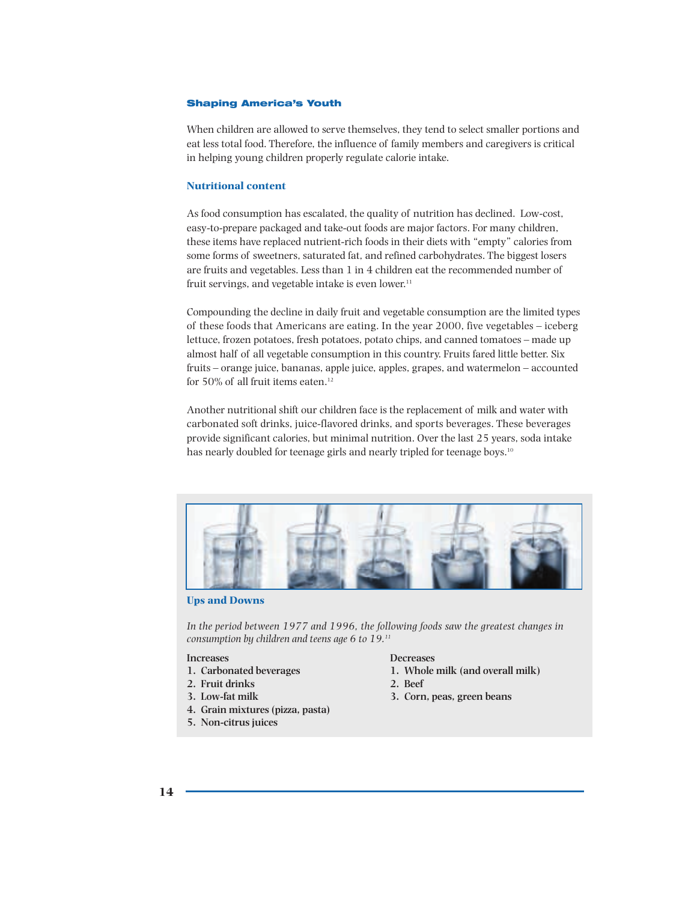When children are allowed to serve themselves, they tend to select smaller portions and eat less total food. Therefore, the influence of family members and caregivers is critical in helping young children properly regulate calorie intake.

### Nutritional content

As food consumption has escalated, the quality of nutrition has declined. Low-cost, easy-to-prepare packaged and take-out foods are major factors. For many children, these items have replaced nutrient-rich foods in their diets with “empty” calories from some forms of sweetners, saturated fat, and refined carbohydrates. The biggest losers are fruits and vegetables. Less than 1 in 4 children eat the recommended number of fruit servings, and vegetable intake is even lower.[11]

Compounding the decline in daily fruit and vegetable consumption are the limited types of these foods that Americans are eating. In the year 2000, five vegetables – iceberg lettuce, frozen potatoes, fresh potatoes, potato chips, and canned tomatoes – made up almost half of all vegetable consumption in this country. Fruits fared little better. Six fruits – orange juice, bananas, apple juice, apples, grapes, and watermelon – accounted for 50% of all fruit items eaten.[12]

Another nutritional shift our children face is the replacement of milk and water with carbonated soft drinks, juice-flavored drinks, and sports beverages. These beverages provide significant calories, but minimal nutrition. Over the last 25 years, soda intake has nearly doubled for teenage girls and nearly tripled for teenage boys.[10]

### Ups and Downs

*In the period between 1977 and 1996, the following foods saw the greatest changes in consumption by children and teens age 6 to 19.[11]*

**Increases**

1. **Carbonated beverages**
2. **Fruit drinks**
3. **Low-fat milk**
4. **Grain mixtures (pizza, pasta)**
5. **Non-citrus juices**

**Decreases**

1. **Whole milk (and overall milk)**
2. **Beef**
3. **Corn, peas, green beans**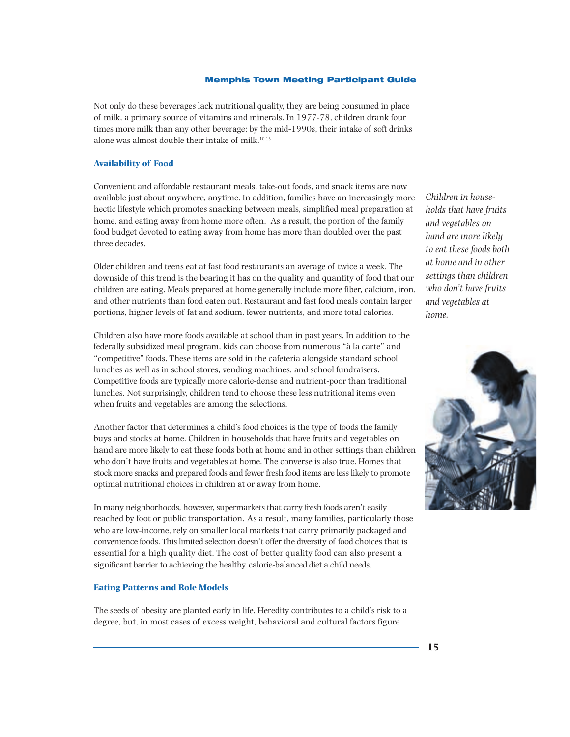Not only do these beverages lack nutritional quality, they are being consumed in place of milk, a primary source of vitamins and minerals. In 1977-78, children drank four times more milk than any other beverage; by the mid-1990s, their intake of soft drinks alone was almost double their intake of milk.[10,13]

### Availability of Food

Convenient and affordable restaurant meals, take-out foods, and snack items are now available just about anywhere, anytime. In addition, families have an increasingly more hectic lifestyle which promotes snacking between meals, simplified meal preparation at home, and eating away from home more often. As a result, the portion of the family food budget devoted to eating away from home has more than doubled over the past three decades.

*Children in households that have fruits and vegetables on hand are more likely to eat these foods both at home and in other settings than children who don't have fruits and vegetables at home.*

Older children and teens eat at fast food restaurants an average of twice a week. The downside of this trend is the bearing it has on the quality and quantity of food that our children are eating. Meals prepared at home generally include more fiber, calcium, iron, and other nutrients than food eaten out. Restaurant and fast food meals contain larger portions, higher levels of fat and sodium, fewer nutrients, and more total calories.

Children also have more foods available at school than in past years. In addition to the federally subsidized meal program, kids can choose from numerous "à la carte" and "competitive" foods. These items are sold in the cafeteria alongside standard school lunches as well as in school stores, vending machines, and school fundraisers. Competitive foods are typically more calorie-dense and nutrient-poor than traditional lunches. Not surprisingly, children tend to choose these less nutritional items even when fruits and vegetables are among the selections.

Another factor that determines a child's food choices is the type of foods the family buys and stocks at home. Children in households that have fruits and vegetables on hand are more likely to eat these foods both at home and in other settings than children who don't have fruits and vegetables at home. The converse is also true. Homes that stock more snacks and prepared foods and fewer fresh food items are less likely to promote optimal nutritional choices in children at or away from home.

In many neighborhoods, however, supermarkets that carry fresh foods aren't easily reached by foot or public transportation. As a result, many families, particularly those who are low-income, rely on smaller local markets that carry primarily packaged and convenience foods. This limited selection doesn't offer the diversity of food choices that is essential for a high quality diet. The cost of better quality food can also present a significant barrier to achieving the healthy, calorie-balanced diet a child needs.

### Eating Patterns and Role Models

The seeds of obesity are planted early in life. Heredity contributes to a child's risk to a degree, but, in most cases of excess weight, behavioral and cultural factors figure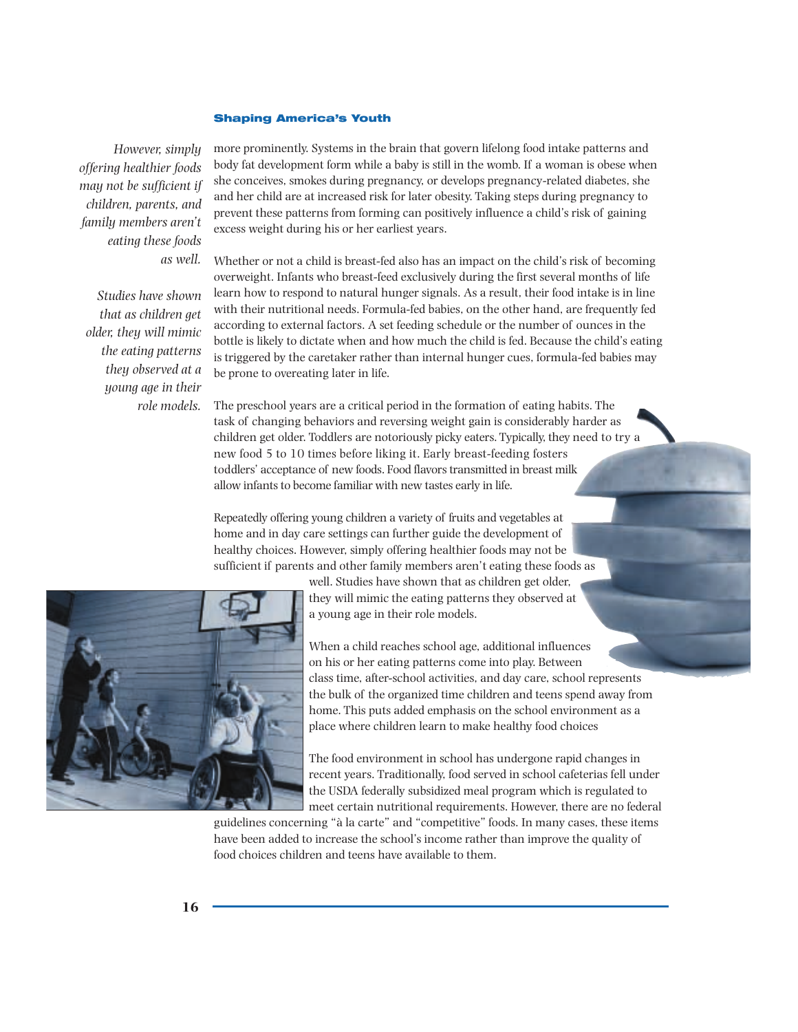*However, simply offering healthier foods may not be sufficient if children, parents, and family members aren't eating these foods as well.*

*Studies have shown that as children get older, they will mimic the eating patterns they observed at a young age in their role models.*

more prominently. Systems in the brain that govern lifelong food intake patterns and body fat development form while a baby is still in the womb. If a woman is obese when she conceives, smokes during pregnancy, or develops pregnancy-related diabetes, she and her child are at increased risk for later obesity. Taking steps during pregnancy to prevent these patterns from forming can positively influence a child's risk of gaining excess weight during his or her earliest years.

Whether or not a child is breast-fed also has an impact on the child's risk of becoming overweight. Infants who breast-feed exclusively during the first several months of life learn how to respond to natural hunger signals. As a result, their food intake is in line with their nutritional needs. Formula-fed babies, on the other hand, are frequently fed according to external factors. A set feeding schedule or the number of ounces in the bottle is likely to dictate when and how much the child is fed. Because the child's eating is triggered by the caretaker rather than internal hunger cues, formula-fed babies may be prone to overeating later in life.

The preschool years are a critical period in the formation of eating habits. The task of changing behaviors and reversing weight gain is considerably harder as children get older. Toddlers are notoriously picky eaters. Typically, they need to try a new food 5 to 10 times before liking it. Early breast-feeding fosters toddlers' acceptance of new foods. Food flavors transmitted in breast milk allow infants to become familiar with new tastes early in life.

Repeatedly offering young children a variety of fruits and vegetables at home and in day care settings can further guide the development of healthy choices. However, simply offering healthier foods may not be sufficient if parents and other family members aren't eating these foods as well. Studies have shown that as children get older, they will mimic the eating patterns they observed at a young age in their role models.

When a child reaches school age, additional influences on his or her eating patterns come into play. Between class time, after-school activities, and day care, school represents the bulk of the organized time children and teens spend away from home. This puts added emphasis on the school environment as a place where children learn to make healthy food choices

The food environment in school has undergone rapid changes in recent years. Traditionally, food served in school cafeterias fell under the USDA federally subsidized meal program which is regulated to meet certain nutritional requirements. However, there are no federal guidelines concerning "à la carte" and "competitive" foods. In many cases, these items have been added to increase the school's income rather than improve the quality of food choices children and teens have available to them.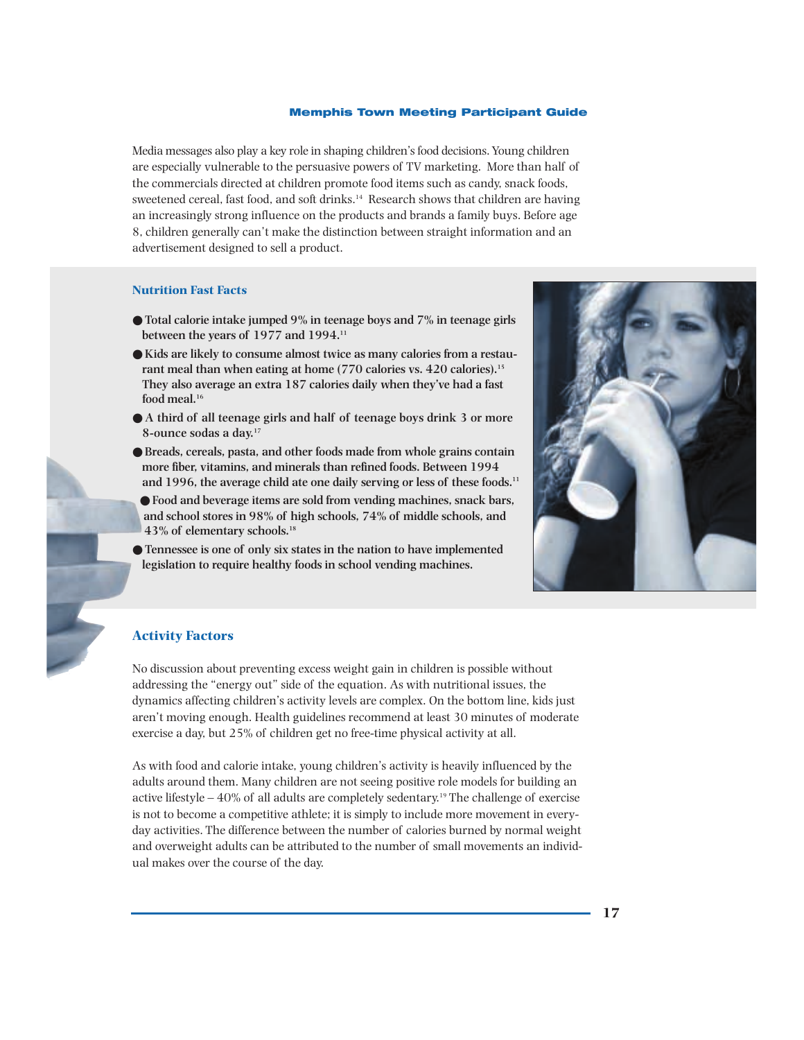Media messages also play a key role in shaping children's food decisions. Young children are especially vulnerable to the persuasive powers of TV marketing. More than half of the commercials directed at children promote food items such as candy, snack foods, sweetened cereal, fast food, and soft drinks.[14] Research shows that children are having an increasingly strong influence on the products and brands a family buys. Before age 8, children generally can't make the distinction between straight information and an advertisement designed to sell a product.

### Nutrition Fast Facts

- **Total calorie intake jumped 9% in teenage boys and 7% in teenage girls between the years of 1977 and 1994.[11]**
- **Kids are likely to consume almost twice as many calories from a restaurant meal than when eating at home (770 calories vs. 420 calories).[15] They also average an extra 187 calories daily when they've had a fast food meal.[16]**
- **A third of all teenage girls and half of teenage boys drink 3 or more 8-ounce sodas a day.[17]**
- **Breads, cereals, pasta, and other foods made from whole grains contain more fiber, vitamins, and minerals than refined foods. Between 1994 and 1996, the average child ate one daily serving or less of these foods.[11]**
- **Food and beverage items are sold from vending machines, snack bars, and school stores in 98% of high schools, 74% of middle schools, and 43% of elementary schools.[18]**
- **Tennessee is one of only six states in the nation to have implemented legislation to require healthy foods in school vending machines.**

## Activity Factors

No discussion about preventing excess weight gain in children is possible without addressing the "energy out" side of the equation. As with nutritional issues, the dynamics affecting children's activity levels are complex. On the bottom line, kids just aren't moving enough. Health guidelines recommend at least 30 minutes of moderate exercise a day, but 25% of children get no free-time physical activity at all.

As with food and calorie intake, young children's activity is heavily influenced by the adults around them. Many children are not seeing positive role models for building an active lifestyle – 40% of all adults are completely sedentary.[19] The challenge of exercise is not to become a competitive athlete; it is simply to include more movement in everyday activities. The difference between the number of calories burned by normal weight and overweight adults can be attributed to the number of small movements an individual makes over the course of the day.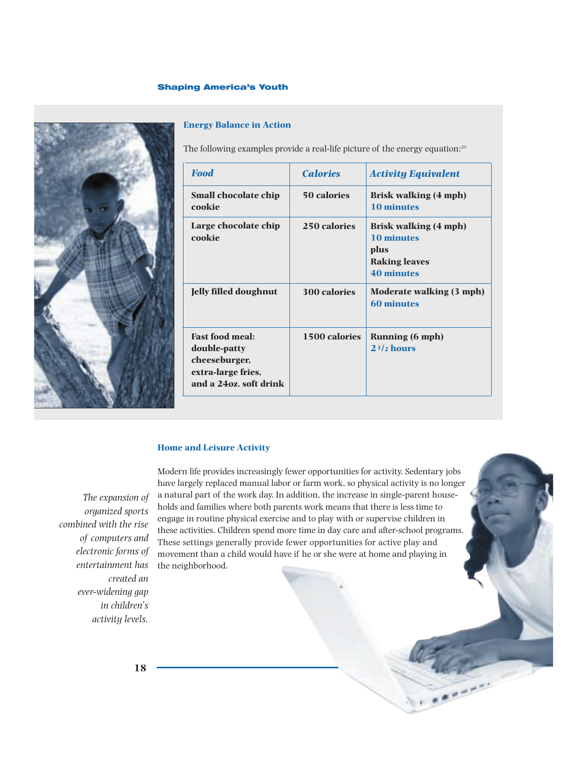### Energy Balance in Action

The following examples provide a real-life picture of the energy equation:[20]

| *Food* | *Calories* | *Activity Equivalent* |
|---|---|---|
| **Small chocolate chip cookie** | **50 calories** | **Brisk walking (4 mph)** **10 minutes** |
| **Large chocolate chip cookie** | **250 calories** | **Brisk walking (4 mph)** **10 minutes** **plus** **Raking leaves** **40 minutes** |
| **Jelly filled doughnut** | **300 calories** | **Moderate walking (3 mph)** **60 minutes** |
| **Fast food meal: double-patty cheeseburger, extra-large fries, and a 24oz. soft drink** | **1500 calories** | **Running (6 mph)** **2 1/2 hours** |

### Home and Leisure Activity

*The expansion of organized sports combined with the rise of computers and electronic forms of entertainment has created an ever-widening gap in children's activity levels.*

Modern life provides increasingly fewer opportunities for activity. Sedentary jobs have largely replaced manual labor or farm work, so physical activity is no longer a natural part of the work day. In addition, the increase in single-parent households and families where both parents work means that there is less time to engage in routine physical exercise and to play with or supervise children in these activities. Children spend more time in day care and after-school programs. These settings generally provide fewer opportunities for active play and movement than a child would have if he or she were at home and playing in the neighborhood.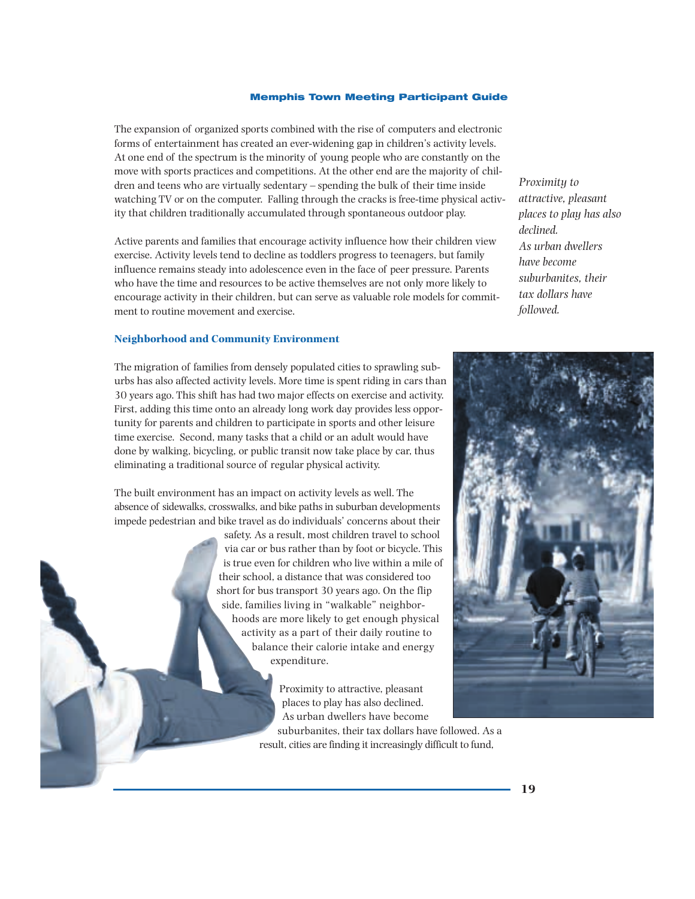The expansion of organized sports combined with the rise of computers and electronic forms of entertainment has created an ever-widening gap in children's activity levels. At one end of the spectrum is the minority of young people who are constantly on the move with sports practices and competitions. At the other end are the majority of children and teens who are virtually sedentary – spending the bulk of their time inside watching TV or on the computer. Falling through the cracks is free-time physical activity that children traditionally accumulated through spontaneous outdoor play.

Active parents and families that encourage activity influence how their children view exercise. Activity levels tend to decline as toddlers progress to teenagers, but family influence remains steady into adolescence even in the face of peer pressure. Parents who have the time and resources to be active themselves are not only more likely to encourage activity in their children, but can serve as valuable role models for commitment to routine movement and exercise.

*Proximity to attractive, pleasant places to play has also declined. As urban dwellers have become suburbanites, their tax dollars have followed.*

### Neighborhood and Community Environment

The migration of families from densely populated cities to sprawling suburbs has also affected activity levels. More time is spent riding in cars than 30 years ago. This shift has had two major effects on exercise and activity. First, adding this time onto an already long work day provides less opportunity for parents and children to participate in sports and other leisure time exercise. Second, many tasks that a child or an adult would have done by walking, bicycling, or public transit now take place by car, thus eliminating a traditional source of regular physical activity.

The built environment has an impact on activity levels as well. The absence of sidewalks, crosswalks, and bike paths in suburban developments impede pedestrian and bike travel as do individuals' concerns about their safety. As a result, most children travel to school via car or bus rather than by foot or bicycle. This is true even for children who live within a mile of their school, a distance that was considered too short for bus transport 30 years ago. On the flip side, families living in "walkable" neighborhoods are more likely to get enough physical activity as a part of their daily routine to balance their calorie intake and energy expenditure.

Proximity to attractive, pleasant places to play has also declined. As urban dwellers have become suburbanites, their tax dollars have followed. As a result, cities are finding it increasingly difficult to fund,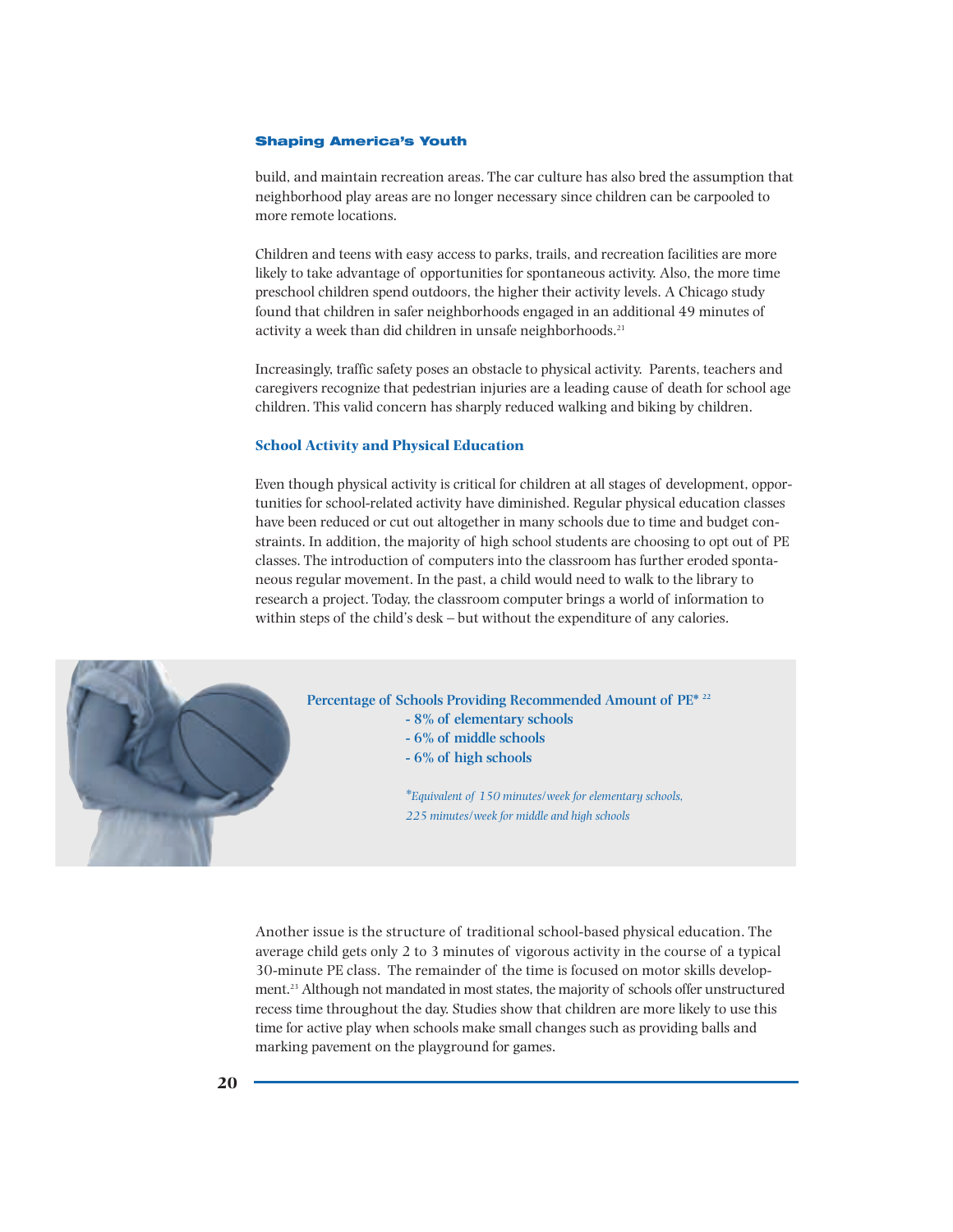build, and maintain recreation areas. The car culture has also bred the assumption that neighborhood play areas are no longer necessary since children can be carpooled to more remote locations.

Children and teens with easy access to parks, trails, and recreation facilities are more likely to take advantage of opportunities for spontaneous activity. Also, the more time preschool children spend outdoors, the higher their activity levels. A Chicago study found that children in safer neighborhoods engaged in an additional 49 minutes of activity a week than did children in unsafe neighborhoods.[21]

Increasingly, traffic safety poses an obstacle to physical activity. Parents, teachers and caregivers recognize that pedestrian injuries are a leading cause of death for school age children. This valid concern has sharply reduced walking and biking by children.

## School Activity and Physical Education

Even though physical activity is critical for children at all stages of development, opportunities for school-related activity have diminished. Regular physical education classes have been reduced or cut out altogether in many schools due to time and budget constraints. In addition, the majority of high school students are choosing to opt out of PE classes. The introduction of computers into the classroom has further eroded spontaneous regular movement. In the past, a child would need to walk to the library to research a project. Today, the classroom computer brings a world of information to within steps of the child's desk – but without the expenditure of any calories.

**Percentage of Schools Providing Recommended Amount of PE*[22]**

- **8% of elementary schools**
- **6% of middle schools**
- **6% of high schools**

*\*Equivalent of 150 minutes/week for elementary schools, 225 minutes/week for middle and high schools*

Another issue is the structure of traditional school-based physical education. The average child gets only 2 to 3 minutes of vigorous activity in the course of a typical 30-minute PE class. The remainder of the time is focused on motor skills development.[23] Although not mandated in most states, the majority of schools offer unstructured recess time throughout the day. Studies show that children are more likely to use this time for active play when schools make small changes such as providing balls and marking pavement on the playground for games.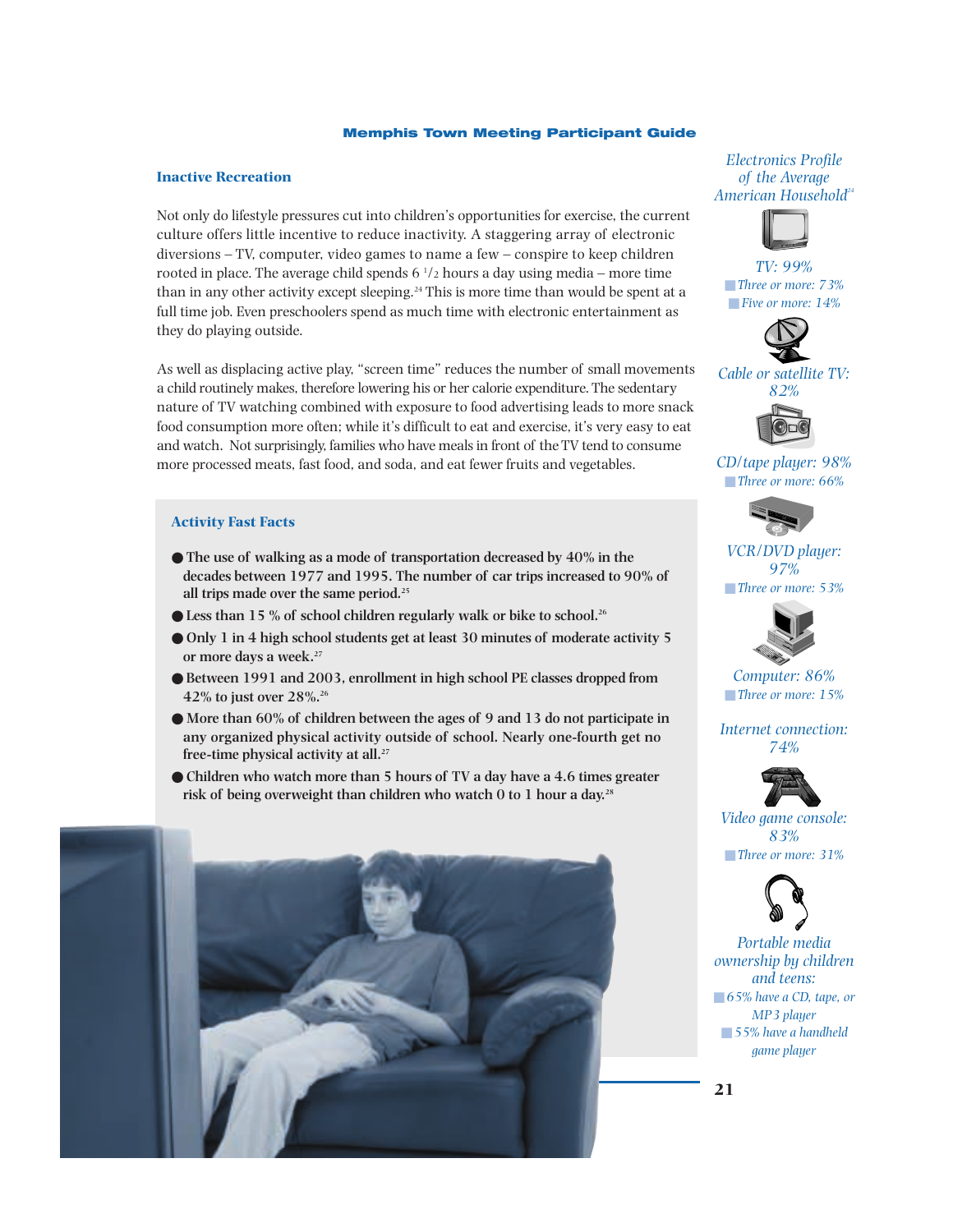## Inactive Recreation

Not only do lifestyle pressures cut into children's opportunities for exercise, the current culture offers little incentive to reduce inactivity. A staggering array of electronic diversions – TV, computer, video games to name a few – conspire to keep children rooted in place. The average child spends 6 1/2 hours a day using media – more time than in any other activity except sleeping.[24] This is more time than would be spent at a full time job. Even preschoolers spend as much time with electronic entertainment as they do playing outside.

As well as displacing active play, "screen time" reduces the number of small movements a child routinely makes, therefore lowering his or her calorie expenditure. The sedentary nature of TV watching combined with exposure to food advertising leads to more snack food consumption more often; while it's difficult to eat and exercise, it's very easy to eat and watch. Not surprisingly, families who have meals in front of the TV tend to consume more processed meats, fast food, and soda, and eat fewer fruits and vegetables.

### Activity Fast Facts

- **The use of walking as a mode of transportation decreased by 40% in the decades between 1977 and 1995. The number of car trips increased to 90% of all trips made over the same period.[25]**
- **Less than 15 % of school children regularly walk or bike to school.[26]**
- **Only 1 in 4 high school students get at least 30 minutes of moderate activity 5 or more days a week.[27]**
- **Between 1991 and 2003, enrollment in high school PE classes dropped from 42% to just over 28%.[26]**
- **More than 60% of children between the ages of 9 and 13 do not participate in any organized physical activity outside of school. Nearly one-fourth get no free-time physical activity at all.[27]**
- **Children who watch more than 5 hours of TV a day have a 4.6 times greater risk of being overweight than children who watch 0 to 1 hour a day.[28]**

*Electronics Profile of the Average American Household[24]*

*TV: 99%*
- *Three or more: 73%*
- *Five or more: 14%*

*Cable or satellite TV: 82%*

*CD/tape player: 98%*
- *Three or more: 66%*

*VCR/DVD player: 97%*
- *Three or more: 53%*

*Computer: 86%*
- *Three or more: 15%*

*Internet connection: 74%*

*Video game console: 83%*
- *Three or more: 31%*

*Portable media ownership by children and teens:*
- *65% have a CD, tape, or MP3 player*
- *55% have a handheld game player*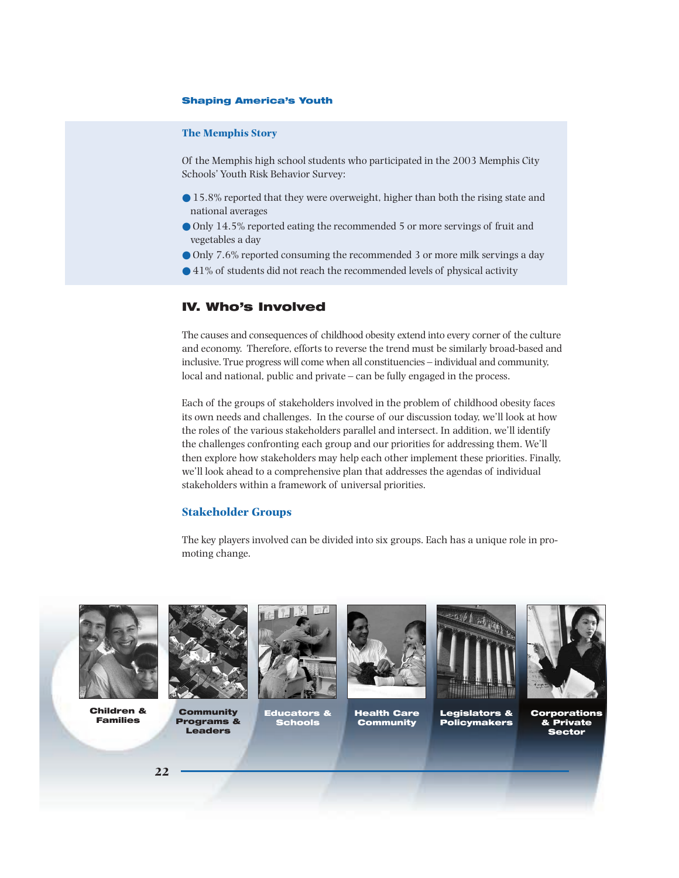### The Memphis Story

Of the Memphis high school students who participated in the 2003 Memphis City Schools' Youth Risk Behavior Survey:

- 15.8% reported that they were overweight, higher than both the rising state and national averages
- Only 14.5% reported eating the recommended 5 or more servings of fruit and vegetables a day
- Only 7.6% reported consuming the recommended 3 or more milk servings a day
- 41% of students did not reach the recommended levels of physical activity

## IV. Who's Involved

The causes and consequences of childhood obesity extend into every corner of the culture and economy. Therefore, efforts to reverse the trend must be similarly broad-based and inclusive. True progress will come when all constituencies – individual and community, local and national, public and private – can be fully engaged in the process.

Each of the groups of stakeholders involved in the problem of childhood obesity faces its own needs and challenges. In the course of our discussion today, we'll look at how the roles of the various stakeholders parallel and intersect. In addition, we'll identify the challenges confronting each group and our priorities for addressing them. We'll then explore how stakeholders may help each other implement these priorities. Finally, we'll look ahead to a comprehensive plan that addresses the agendas of individual stakeholders within a framework of universal priorities.

### Stakeholder Groups

The key players involved can be divided into six groups. Each has a unique role in promoting change.

**Children & Families**

**Community Programs & Leaders**

**Educators & Schools**

**Health Care Community**

**Legislators & Policymakers**

**Corporations & Private Sector**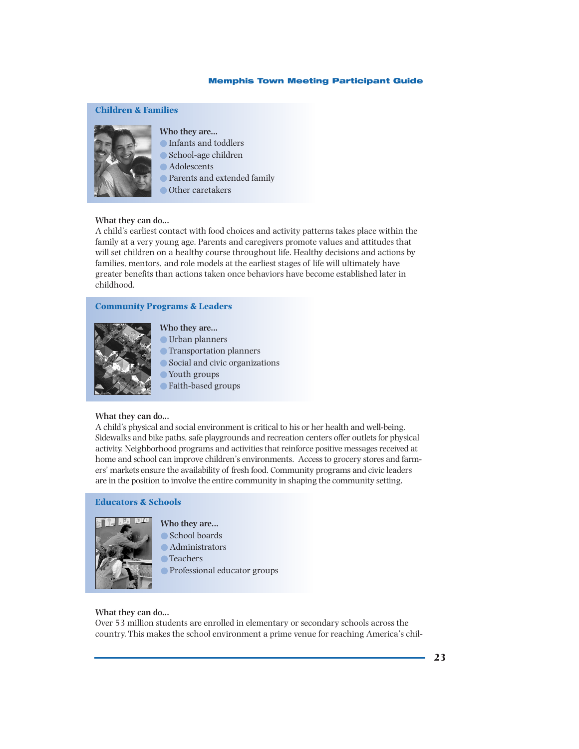## Children & Families

**Who they are...**

- Infants and toddlers
- School-age children
- Adolescents
- Parents and extended family
- Other caretakers

**What they can do...**

A child's earliest contact with food choices and activity patterns takes place within the family at a very young age. Parents and caregivers promote values and attitudes that will set children on a healthy course throughout life. Healthy decisions and actions by families, mentors, and role models at the earliest stages of life will ultimately have greater benefits than actions taken once behaviors have become established later in childhood.

## Community Programs & Leaders

**Who they are...**

- Urban planners
- Transportation planners
- Social and civic organizations
- Youth groups
- Faith-based groups

**What they can do...**

A child's physical and social environment is critical to his or her health and well-being. Sidewalks and bike paths, safe playgrounds and recreation centers offer outlets for physical activity. Neighborhood programs and activities that reinforce positive messages received at home and school can improve children's environments. Access to grocery stores and farmers' markets ensure the availability of fresh food. Community programs and civic leaders are in the position to involve the entire community in shaping the community setting.

## Educators & Schools

**Who they are...**

- School boards
- Administrators
- Teachers
- Professional educator groups

**What they can do...**

Over 53 million students are enrolled in elementary or secondary schools across the country. This makes the school environment a prime venue for reaching America's chil-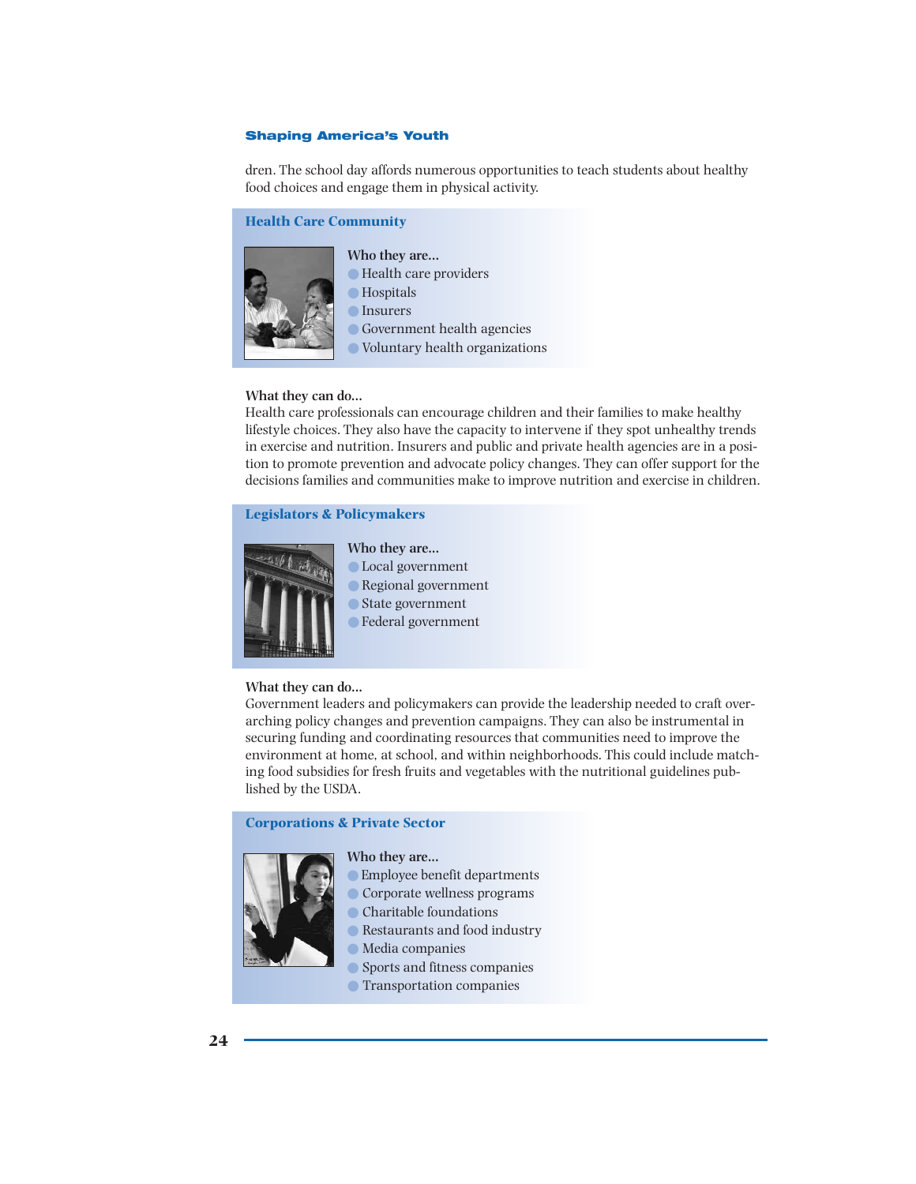dren. The school day affords numerous opportunities to teach students about healthy food choices and engage them in physical activity.

### Health Care Community

**Who they are...**

- Health care providers
- Hospitals
- Insurers
- Government health agencies
- Voluntary health organizations

**What they can do...**

Health care professionals can encourage children and their families to make healthy lifestyle choices. They also have the capacity to intervene if they spot unhealthy trends in exercise and nutrition. Insurers and public and private health agencies are in a position to promote prevention and advocate policy changes. They can offer support for the decisions families and communities make to improve nutrition and exercise in children.

### Legislators & Policymakers

**Who they are...**

- Local government
- Regional government
- State government
- Federal government

**What they can do...**

Government leaders and policymakers can provide the leadership needed to craft overarching policy changes and prevention campaigns. They can also be instrumental in securing funding and coordinating resources that communities need to improve the environment at home, at school, and within neighborhoods. This could include matching food subsidies for fresh fruits and vegetables with the nutritional guidelines published by the USDA.

### Corporations & Private Sector

**Who they are...**

- Employee benefit departments
- Corporate wellness programs
- Charitable foundations
- Restaurants and food industry
- Media companies
- Sports and fitness companies
- Transportation companies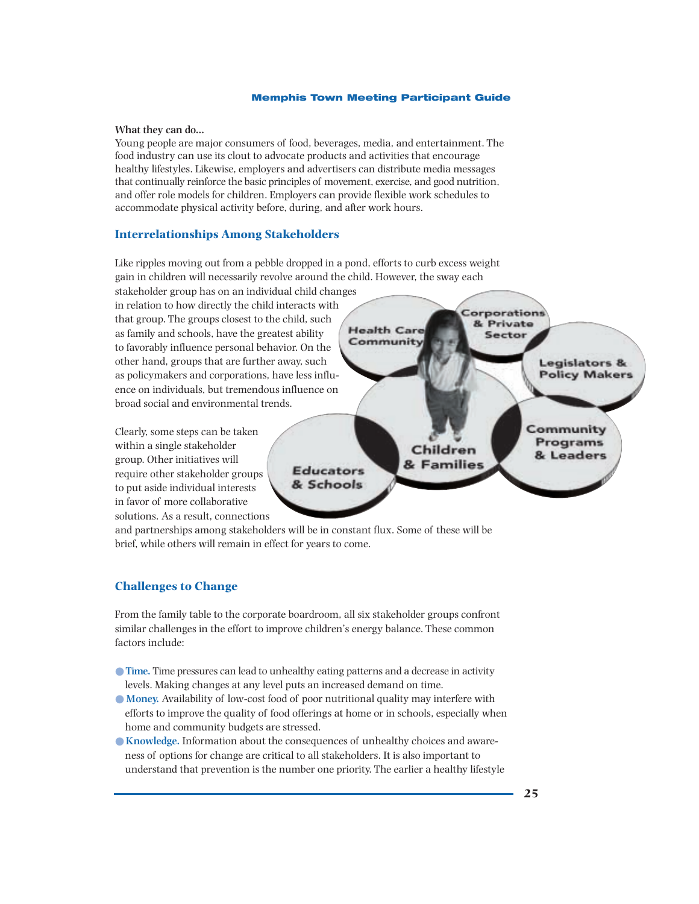**What they can do…**

Young people are major consumers of food, beverages, media, and entertainment. The food industry can use its clout to advocate products and activities that encourage healthy lifestyles. Likewise, employers and advertisers can distribute media messages that continually reinforce the basic principles of movement, exercise, and good nutrition, and offer role models for children. Employers can provide flexible work schedules to accommodate physical activity before, during, and after work hours.

## Interrelationships Among Stakeholders

Like ripples moving out from a pebble dropped in a pond, efforts to curb excess weight gain in children will necessarily revolve around the child. However, the sway each stakeholder group has on an individual child changes in relation to how directly the child interacts with that group. The groups closest to the child, such as family and schools, have the greatest ability to favorably influence personal behavior. On the other hand, groups that are further away, such as policymakers and corporations, have less influence on individuals, but tremendous influence on broad social and environmental trends.

Health Care Community | Corporations & Private Sector | Legislators & Policy Makers | Community Programs & Leaders | Children & Families | Educators & Schools

Clearly, some steps can be taken within a single stakeholder group. Other initiatives will require other stakeholder groups to put aside individual interests in favor of more collaborative solutions. As a result, connections and partnerships among stakeholders will be in constant flux. Some of these will be brief, while others will remain in effect for years to come.

## Challenges to Change

From the family table to the corporate boardroom, all six stakeholder groups confront similar challenges in the effort to improve children's energy balance. These common factors include:

- **Time.** Time pressures can lead to unhealthy eating patterns and a decrease in activity levels. Making changes at any level puts an increased demand on time.
- **Money.** Availability of low-cost food of poor nutritional quality may interfere with efforts to improve the quality of food offerings at home or in schools, especially when home and community budgets are stressed.
- **Knowledge.** Information about the consequences of unhealthy choices and awareness of options for change are critical to all stakeholders. It is also important to understand that prevention is the number one priority. The earlier a healthy lifestyle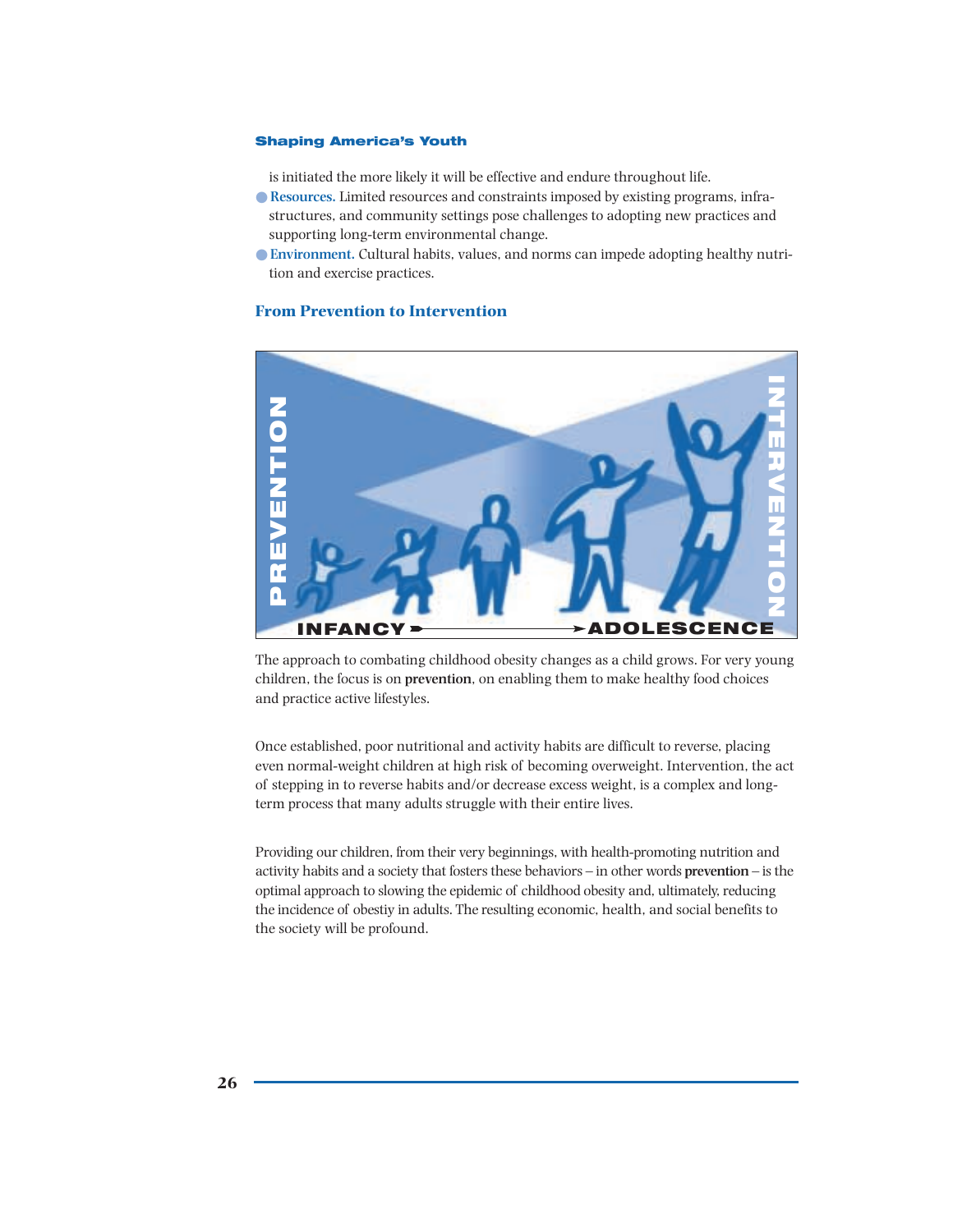is initiated the more likely it will be effective and endure throughout life.

- **Resources.** Limited resources and constraints imposed by existing programs, infrastructures, and community settings pose challenges to adopting new practices and supporting long-term environmental change.
- **Environment.** Cultural habits, values, and norms can impede adopting healthy nutrition and exercise practices.

### From Prevention to Intervention

PREVENTION INTERVENTION

INFANCY ➤ ➤ ADOLESCENCE

The approach to combating childhood obesity changes as a child grows. For very young children, the focus is on **prevention**, on enabling them to make healthy food choices and practice active lifestyles.

Once established, poor nutritional and activity habits are difficult to reverse, placing even normal-weight children at high risk of becoming overweight. Intervention, the act of stepping in to reverse habits and/or decrease excess weight, is a complex and long-term process that many adults struggle with their entire lives.

Providing our children, from their very beginnings, with health-promoting nutrition and activity habits and a society that fosters these behaviors – in other words **prevention** – is the optimal approach to slowing the epidemic of childhood obesity and, ultimately, reducing the incidence of obestiy in adults. The resulting economic, health, and social benefits to the society will be profound.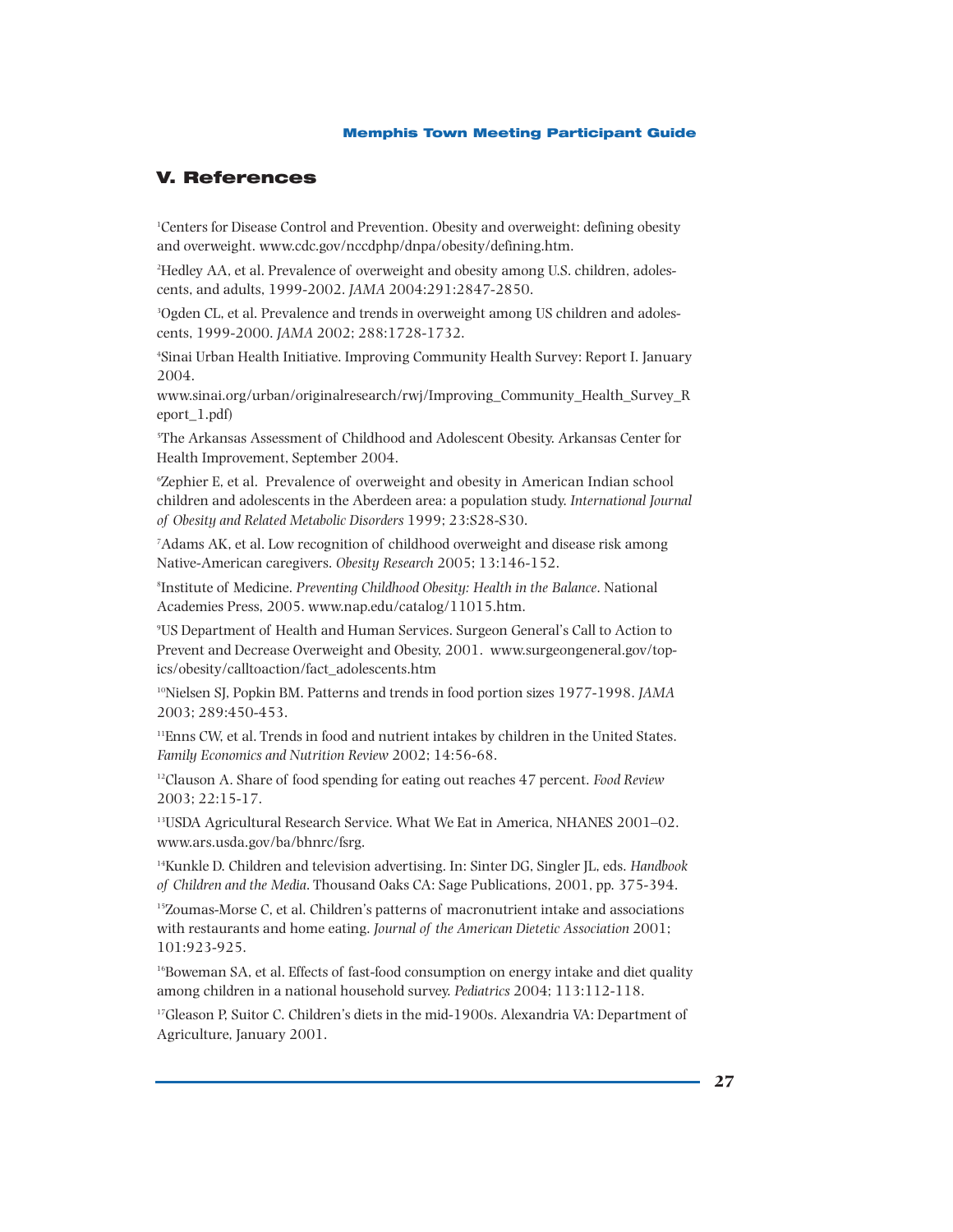## V. References

[1]Centers for Disease Control and Prevention. Obesity and overweight: defining obesity and overweight. www.cdc.gov/nccdphp/dnpa/obesity/defining.htm.

[2]Hedley AA, et al. Prevalence of overweight and obesity among U.S. children, adolescents, and adults, 1999-2002. *JAMA* 2004:291:2847-2850.

[3]Ogden CL, et al. Prevalence and trends in overweight among US children and adolescents, 1999-2000. *JAMA* 2002; 288:1728-1732.

[4]Sinai Urban Health Initiative. Improving Community Health Survey: Report I. January 2004.
www.sinai.org/urban/originalresearch/rwj/Improving_Community_Health_Survey_Report_1.pdf)

[5]The Arkansas Assessment of Childhood and Adolescent Obesity. Arkansas Center for Health Improvement, September 2004.

[6]Zephier E, et al. Prevalence of overweight and obesity in American Indian school children and adolescents in the Aberdeen area: a population study. *International Journal of Obesity and Related Metabolic Disorders* 1999; 23:S28-S30.

[7]Adams AK, et al. Low recognition of childhood overweight and disease risk among Native-American caregivers. *Obesity Research* 2005; 13:146-152.

[8]Institute of Medicine. *Preventing Childhood Obesity: Health in the Balance*. National Academies Press, 2005. www.nap.edu/catalog/11015.htm.

[9]US Department of Health and Human Services. Surgeon General's Call to Action to Prevent and Decrease Overweight and Obesity, 2001. www.surgeongeneral.gov/topics/obesity/calltoaction/fact_adolescents.htm

[10]Nielsen SJ, Popkin BM. Patterns and trends in food portion sizes 1977-1998. *JAMA* 2003; 289:450-453.

[11]Enns CW, et al. Trends in food and nutrient intakes by children in the United States. *Family Economics and Nutrition Review* 2002; 14:56-68.

[12]Clauson A. Share of food spending for eating out reaches 47 percent. *Food Review* 2003; 22:15-17.

[13]USDA Agricultural Research Service. What We Eat in America, NHANES 2001–02. www.ars.usda.gov/ba/bhnrc/fsrg.

[14]Kunkle D. Children and television advertising. In: Sinter DG, Singler JL, eds. *Handbook of Children and the Media*. Thousand Oaks CA: Sage Publications, 2001, pp. 375-394.

[15]Zoumas-Morse C, et al. Children's patterns of macronutrient intake and associations with restaurants and home eating. *Journal of the American Dietetic Association* 2001; 101:923-925.

[16]Boweman SA, et al. Effects of fast-food consumption on energy intake and diet quality among children in a national household survey. *Pediatrics* 2004; 113:112-118.

[17]Gleason P, Suitor C. Children's diets in the mid-1900s. Alexandria VA: Department of Agriculture, January 2001.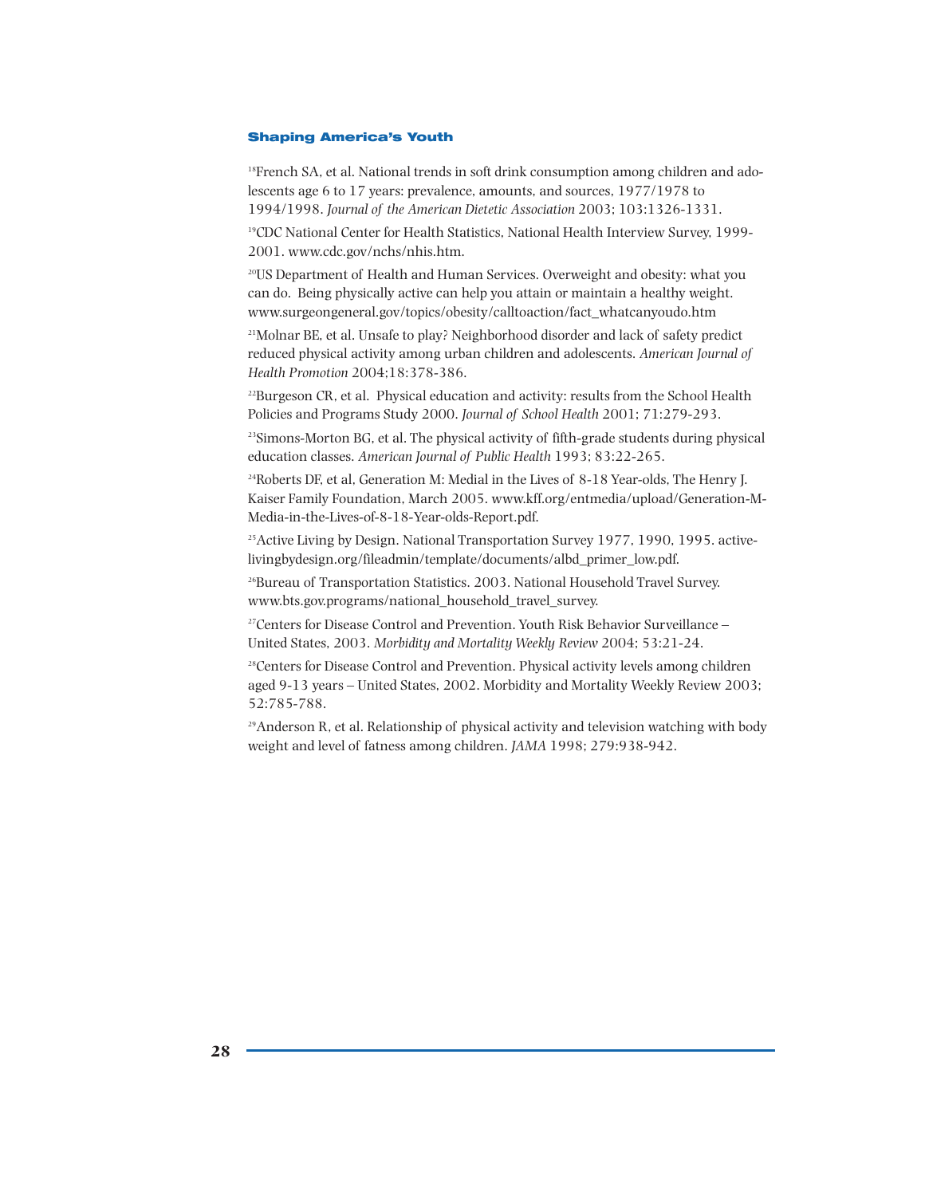[18]French SA, et al. National trends in soft drink consumption among children and adolescents age 6 to 17 years: prevalence, amounts, and sources, 1977/1978 to 1994/1998. *Journal of the American Dietetic Association* 2003; 103:1326-1331.

[19]CDC National Center for Health Statistics, National Health Interview Survey, 1999-2001. www.cdc.gov/nchs/nhis.htm.

[20]US Department of Health and Human Services. Overweight and obesity: what you can do. Being physically active can help you attain or maintain a healthy weight. www.surgeongeneral.gov/topics/obesity/calltoaction/fact_whatcanyoudo.htm

[21]Molnar BE, et al. Unsafe to play? Neighborhood disorder and lack of safety predict reduced physical activity among urban children and adolescents. *American Journal of Health Promotion* 2004;18:378-386.

[22]Burgeson CR, et al. Physical education and activity: results from the School Health Policies and Programs Study 2000. *Journal of School Health* 2001; 71:279-293.

[23]Simons-Morton BG, et al. The physical activity of fifth-grade students during physical education classes. *American Journal of Public Health* 1993; 83:22-265.

[24]Roberts DF, et al, Generation M: Medial in the Lives of 8-18 Year-olds, The Henry J. Kaiser Family Foundation, March 2005. www.kff.org/entmedia/upload/Generation-M-Media-in-the-Lives-of-8-18-Year-olds-Report.pdf.

[25]Active Living by Design. National Transportation Survey 1977, 1990, 1995. activelivingbydesign.org/fileadmin/template/documents/albd_primer_low.pdf.

[26]Bureau of Transportation Statistics. 2003. National Household Travel Survey. www.bts.gov.programs/national_household_travel_survey.

[27]Centers for Disease Control and Prevention. Youth Risk Behavior Surveillance – United States, 2003. *Morbidity and Mortality Weekly Review* 2004; 53:21-24.

[28]Centers for Disease Control and Prevention. Physical activity levels among children aged 9-13 years – United States, 2002. Morbidity and Mortality Weekly Review 2003; 52:785-788.

[29]Anderson R, et al. Relationship of physical activity and television watching with body weight and level of fatness among children. *JAMA* 1998; 279:938-942.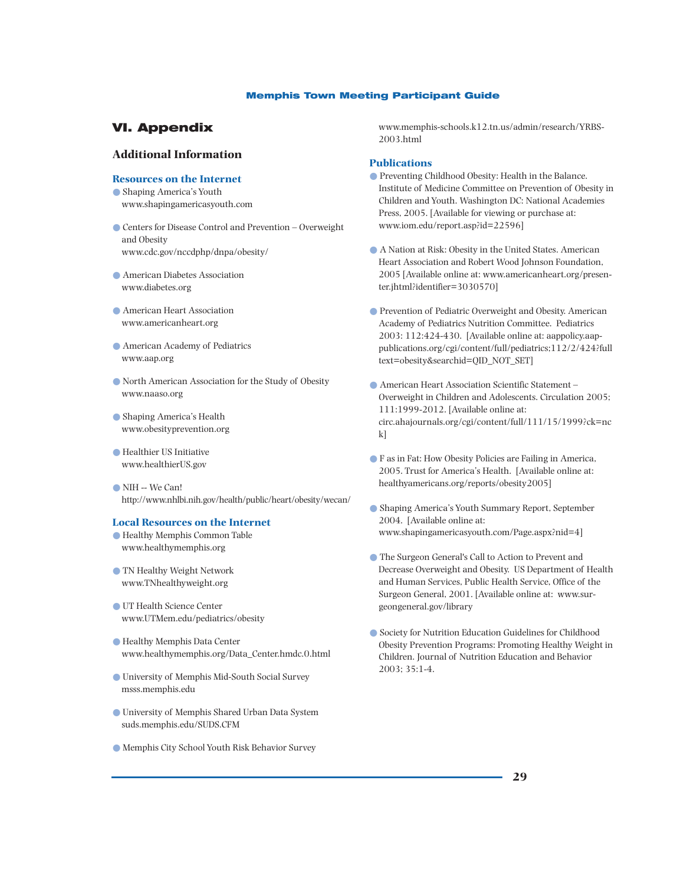# VI. Appendix

## Additional Information

### Resources on the Internet

- Shaping America's Youth
  www.shapingamericasyouth.com
- Centers for Disease Control and Prevention – Overweight and Obesity
  www.cdc.gov/nccdphp/dnpa/obesity/
- American Diabetes Association
  www.diabetes.org
- American Heart Association
  www.americanheart.org
- American Academy of Pediatrics
  www.aap.org
- North American Association for the Study of Obesity
  www.naaso.org
- Shaping America's Health
  www.obesityprevention.org
- Healthier US Initiative
  www.healthierUS.gov
- NIH -- We Can!
  http://www.nhlbi.nih.gov/health/public/heart/obesity/wecan/

### Local Resources on the Internet

- Healthy Memphis Common Table
  www.healthymemphis.org
- TN Healthy Weight Network
  www.TNhealthyweight.org
- UT Health Science Center
  www.UTMem.edu/pediatrics/obesity
- Healthy Memphis Data Center
  www.healthymemphis.org/Data_Center.hmdc.0.html
- University of Memphis Mid-South Social Survey
  msss.memphis.edu
- University of Memphis Shared Urban Data System
  suds.memphis.edu/SUDS.CFM
- Memphis City School Youth Risk Behavior Survey
  www.memphis-schools.k12.tn.us/admin/research/YRBS-2003.html

### Publications

- Preventing Childhood Obesity: Health in the Balance. Institute of Medicine Committee on Prevention of Obesity in Children and Youth. Washington DC: National Academies Press, 2005. [Available for viewing or purchase at: www.iom.edu/report.asp?id=22596]
- A Nation at Risk: Obesity in the United States. American Heart Association and Robert Wood Johnson Foundation, 2005 [Available online at: www.americanheart.org/presenter.jhtml?identifier=3030570]
- Prevention of Pediatric Overweight and Obesity. American Academy of Pediatrics Nutrition Committee. Pediatrics 2003: 112:424-430. [Available online at: aappolicy.aappublications.org/cgi/content/full/pediatrics;112/2/424?fulltext=obesity&searchid=QID_NOT_SET]
- American Heart Association Scientific Statement – Overweight in Children and Adolescents. Circulation 2005; 111:1999-2012. [Available online at: circ.ahajournals.org/cgi/content/full/111/15/1999?ck=nck]
- F as in Fat: How Obesity Policies are Failing in America, 2005. Trust for America's Health. [Available online at: healthyamericans.org/reports/obesity2005]
- Shaping America's Youth Summary Report, September 2004. [Available online at: www.shapingamericasyouth.com/Page.aspx?nid=4]
- The Surgeon General's Call to Action to Prevent and Decrease Overweight and Obesity. US Department of Health and Human Services, Public Health Service, Office of the Surgeon General, 2001. [Available online at: www.surgeongeneral.gov/library
- Society for Nutrition Education Guidelines for Childhood Obesity Prevention Programs: Promoting Healthy Weight in Children. Journal of Nutrition Education and Behavior 2003; 35:1-4.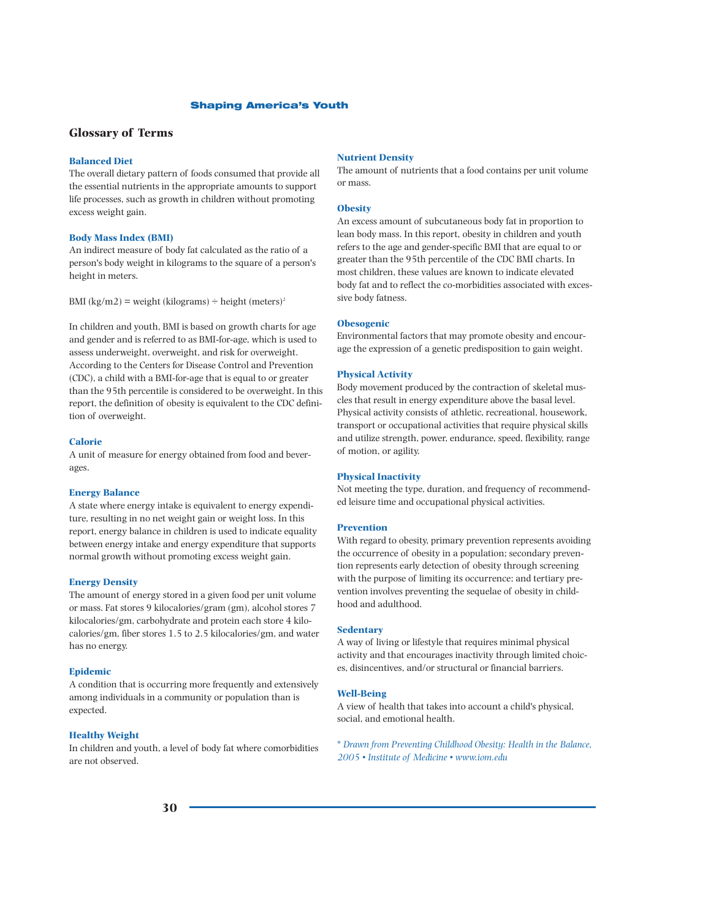## Glossary of Terms

### Balanced Diet

The overall dietary pattern of foods consumed that provide all the essential nutrients in the appropriate amounts to support life processes, such as growth in children without promoting excess weight gain.

### Body Mass Index (BMI)

An indirect measure of body fat calculated as the ratio of a person's body weight in kilograms to the square of a person's height in meters.

BMI (kg/m2) = weight (kilograms) ÷ height (meters)$^2$

In children and youth, BMI is based on growth charts for age and gender and is referred to as BMI-for-age, which is used to assess underweight, overweight, and risk for overweight. According to the Centers for Disease Control and Prevention (CDC), a child with a BMI-for-age that is equal to or greater than the 95th percentile is considered to be overweight. In this report, the definition of obesity is equivalent to the CDC definition of overweight.

### Calorie

A unit of measure for energy obtained from food and beverages.

### Energy Balance

A state where energy intake is equivalent to energy expenditure, resulting in no net weight gain or weight loss. In this report, energy balance in children is used to indicate equality between energy intake and energy expenditure that supports normal growth without promoting excess weight gain.

### Energy Density

The amount of energy stored in a given food per unit volume or mass. Fat stores 9 kilocalories/gram (gm), alcohol stores 7 kilocalories/gm, carbohydrate and protein each store 4 kilocalories/gm, fiber stores 1.5 to 2.5 kilocalories/gm, and water has no energy.

### Epidemic

A condition that is occurring more frequently and extensively among individuals in a community or population than is expected.

### Healthy Weight

In children and youth, a level of body fat where comorbidities are not observed.

### Nutrient Density

The amount of nutrients that a food contains per unit volume or mass.

### Obesity

An excess amount of subcutaneous body fat in proportion to lean body mass. In this report, obesity in children and youth refers to the age and gender-specific BMI that are equal to or greater than the 95th percentile of the CDC BMI charts. In most children, these values are known to indicate elevated body fat and to reflect the co-morbidities associated with excessive body fatness.

### Obesogenic

Environmental factors that may promote obesity and encourage the expression of a genetic predisposition to gain weight.

### Physical Activity

Body movement produced by the contraction of skeletal muscles that result in energy expenditure above the basal level. Physical activity consists of athletic, recreational, housework, transport or occupational activities that require physical skills and utilize strength, power, endurance, speed, flexibility, range of motion, or agility.

### Physical Inactivity

Not meeting the type, duration, and frequency of recommended leisure time and occupational physical activities.

### Prevention

With regard to obesity, primary prevention represents avoiding the occurrence of obesity in a population; secondary prevention represents early detection of obesity through screening with the purpose of limiting its occurrence; and tertiary prevention involves preventing the sequelae of obesity in childhood and adulthood.

### Sedentary

A way of living or lifestyle that requires minimal physical activity and that encourages inactivity through limited choices, disincentives, and/or structural or financial barriers.

### Well-Being

A view of health that takes into account a child's physical, social, and emotional health.

*\* Drawn from Preventing Childhood Obesity: Health in the Balance, 2005 • Institute of Medicine • www.iom.edu*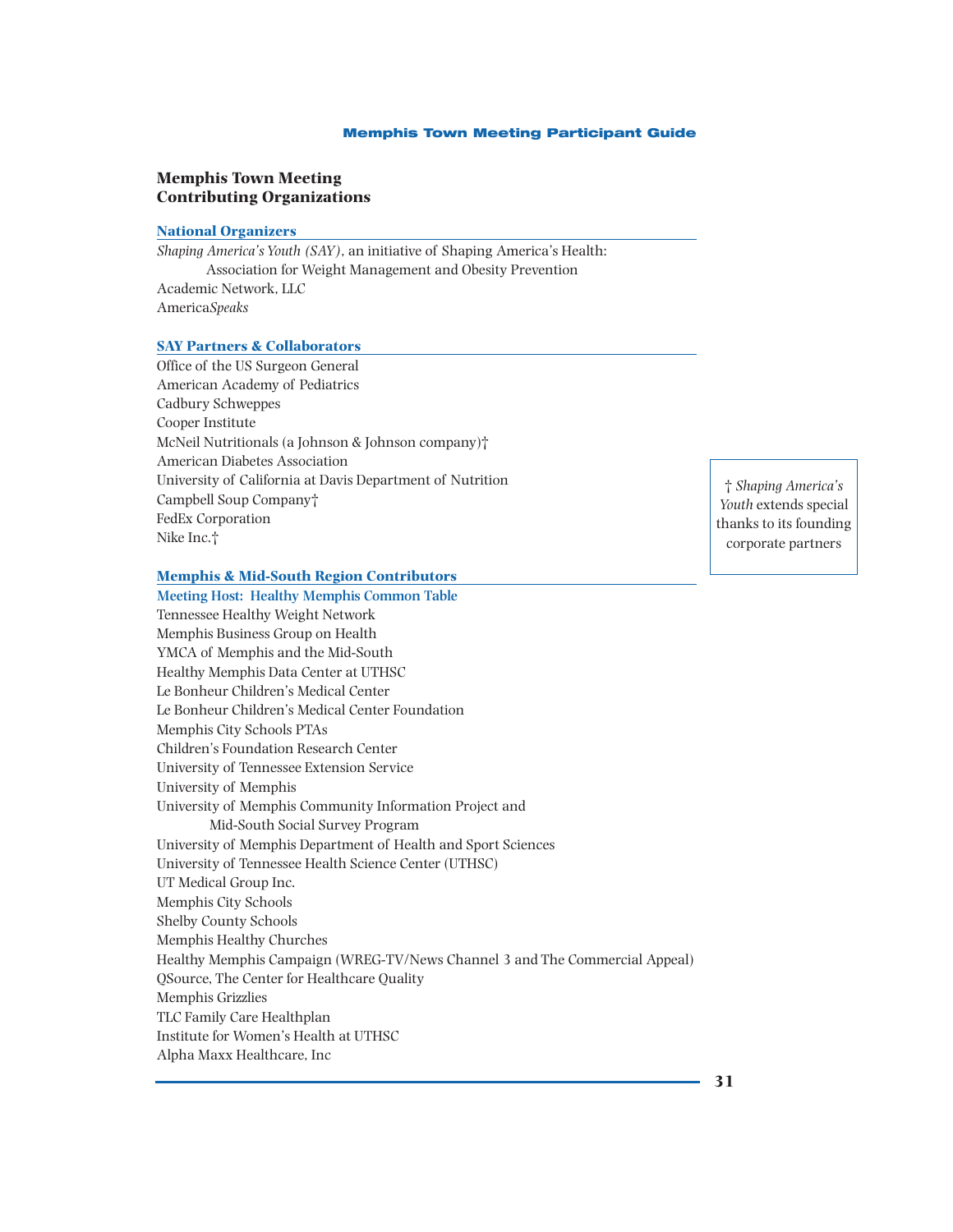## Memphis Town Meeting Contributing Organizations

### National Organizers

*Shaping America's Youth (SAY)*, an initiative of Shaping America's Health: Association for Weight Management and Obesity Prevention
Academic Network, LLC
America*Speaks*

### SAY Partners & Collaborators

Office of the US Surgeon General
American Academy of Pediatrics
Cadbury Schweppes
Cooper Institute
McNeil Nutritionals (a Johnson & Johnson company)†
American Diabetes Association
University of California at Davis Department of Nutrition
Campbell Soup Company†
FedEx Corporation
Nike Inc.†

† *Shaping America's Youth* extends special thanks to its founding corporate partners

### Memphis & Mid-South Region Contributors

**Meeting Host: Healthy Memphis Common Table**
Tennessee Healthy Weight Network
Memphis Business Group on Health
YMCA of Memphis and the Mid-South
Healthy Memphis Data Center at UTHSC
Le Bonheur Children's Medical Center
Le Bonheur Children's Medical Center Foundation
Memphis City Schools PTAs
Children's Foundation Research Center
University of Tennessee Extension Service
University of Memphis
University of Memphis Community Information Project and Mid-South Social Survey Program
University of Memphis Department of Health and Sport Sciences
University of Tennessee Health Science Center (UTHSC)
UT Medical Group Inc.
Memphis City Schools
Shelby County Schools
Memphis Healthy Churches
Healthy Memphis Campaign (WREG-TV/News Channel 3 and The Commercial Appeal)
QSource, The Center for Healthcare Quality
Memphis Grizzlies
TLC Family Care Healthplan
Institute for Women's Health at UTHSC
Alpha Maxx Healthcare, Inc